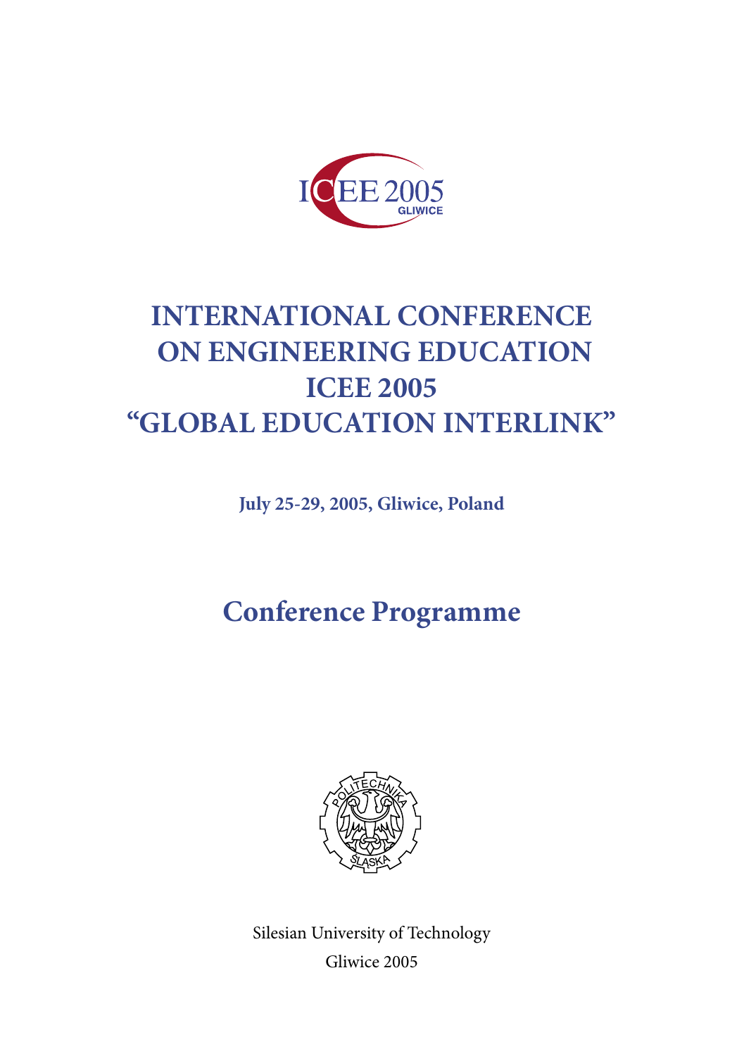ICEE 2005
GLIWICE

# INTERNATIONAL CONFERENCE ON ENGINEERING EDUCATION ICEE 2005 "GLOBAL EDUCATION INTERLINK"

**July 25-29, 2005, Gliwice, Poland**

## Conference Programme

Silesian University of Technology

Gliwice 2005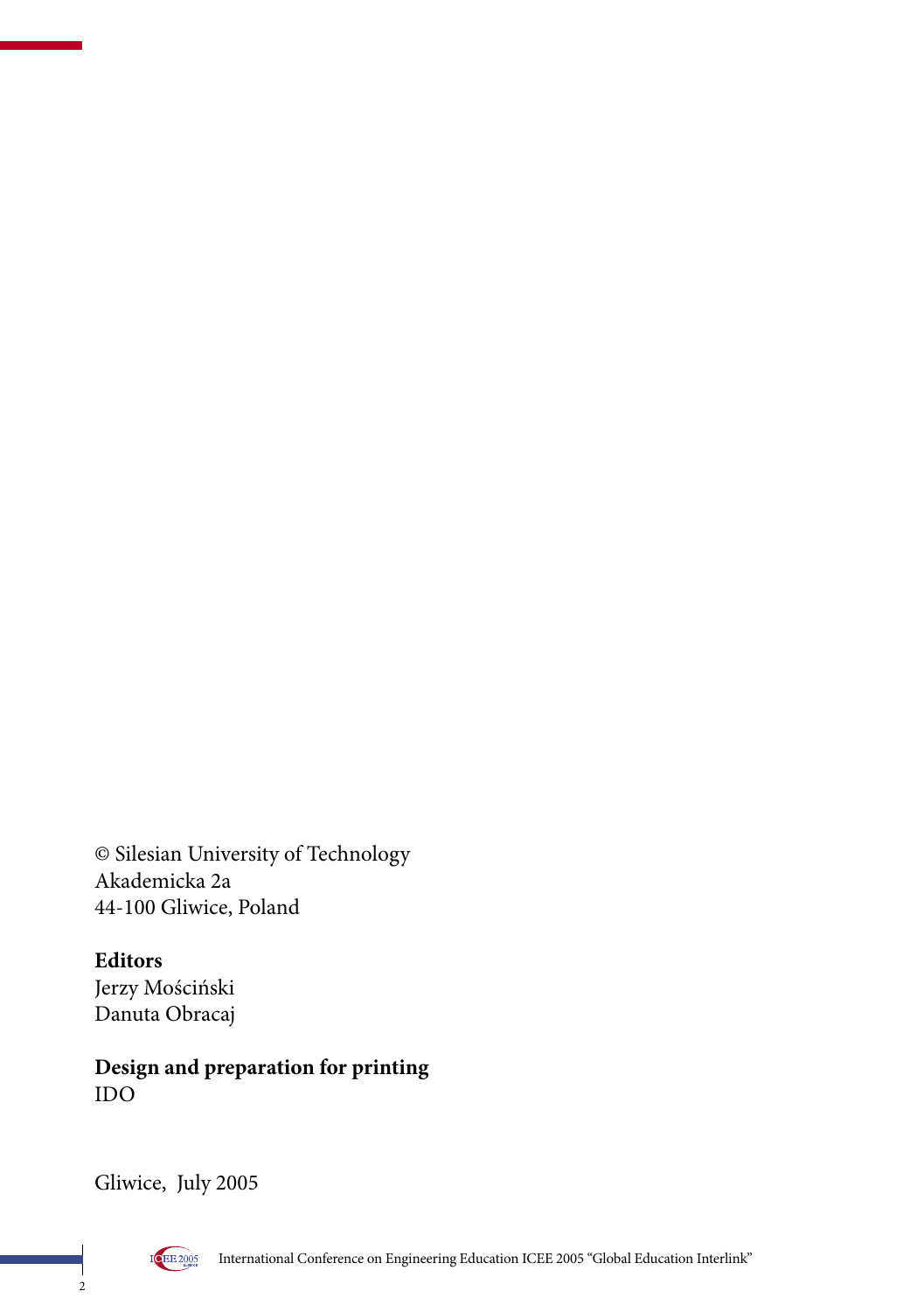© Silesian University of Technology
Akademicka 2a
44-100 Gliwice, Poland

**Editors**
Jerzy Mościński
Danuta Obracaj

**Design and preparation for printing**
IDO

Gliwice, July 2005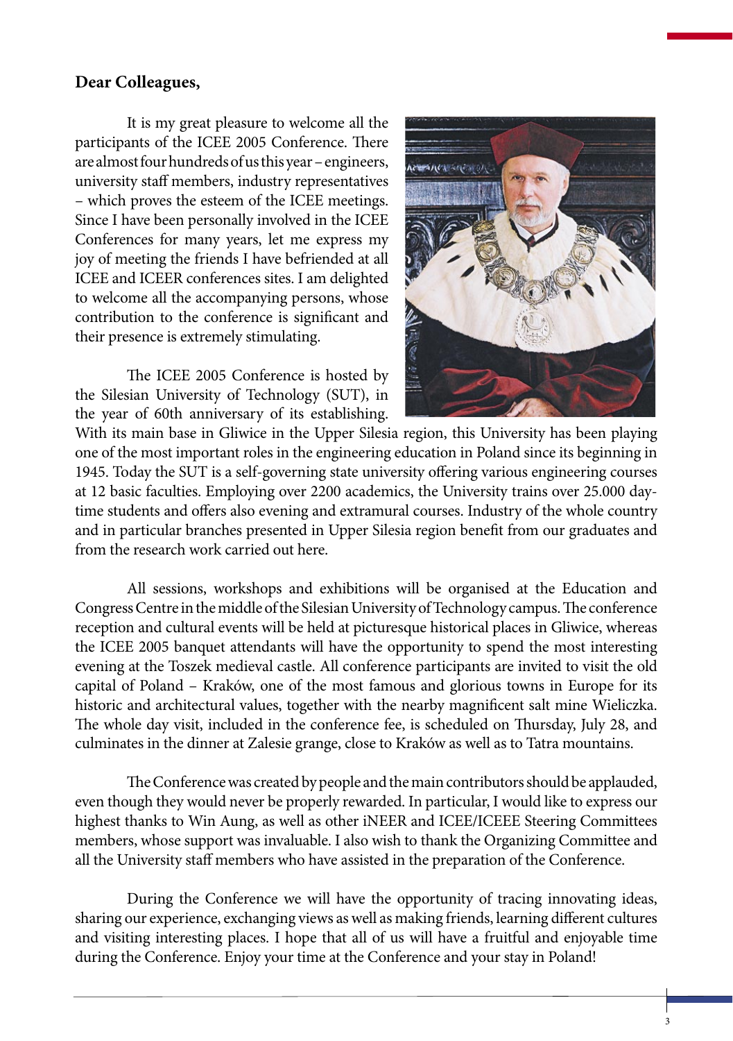**Dear Colleagues,**

It is my great pleasure to welcome all the participants of the ICEE 2005 Conference. There are almost four hundreds of us this year – engineers, university staff members, industry representatives – which proves the esteem of the ICEE meetings. Since I have been personally involved in the ICEE Conferences for many years, let me express my joy of meeting the friends I have befriended at all ICEE and ICEER conferences sites. I am delighted to welcome all the accompanying persons, whose contribution to the conference is significant and their presence is extremely stimulating.

The ICEE 2005 Conference is hosted by the Silesian University of Technology (SUT), in the year of 60th anniversary of its establishing. With its main base in Gliwice in the Upper Silesia region, this University has been playing one of the most important roles in the engineering education in Poland since its beginning in 1945. Today the SUT is a self-governing state university offering various engineering courses at 12 basic faculties. Employing over 2200 academics, the University trains over 25.000 day-time students and offers also evening and extramural courses. Industry of the whole country and in particular branches presented in Upper Silesia region benefit from our graduates and from the research work carried out here.

All sessions, workshops and exhibitions will be organised at the Education and Congress Centre in the middle of the Silesian University of Technology campus. The conference reception and cultural events will be held at picturesque historical places in Gliwice, whereas the ICEE 2005 banquet attendants will have the opportunity to spend the most interesting evening at the Toszek medieval castle. All conference participants are invited to visit the old capital of Poland – Kraków, one of the most famous and glorious towns in Europe for its historic and architectural values, together with the nearby magnificent salt mine Wieliczka. The whole day visit, included in the conference fee, is scheduled on Thursday, July 28, and culminates in the dinner at Zalesie grange, close to Kraków as well as to Tatra mountains.

The Conference was created by people and the main contributors should be applauded, even though they would never be properly rewarded. In particular, I would like to express our highest thanks to Win Aung, as well as other iNEER and ICEE/ICEEE Steering Committees members, whose support was invaluable. I also wish to thank the Organizing Committee and all the University staff members who have assisted in the preparation of the Conference.

During the Conference we will have the opportunity of tracing innovating ideas, sharing our experience, exchanging views as well as making friends, learning different cultures and visiting interesting places. I hope that all of us will have a fruitful and enjoyable time during the Conference. Enjoy your time at the Conference and your stay in Poland!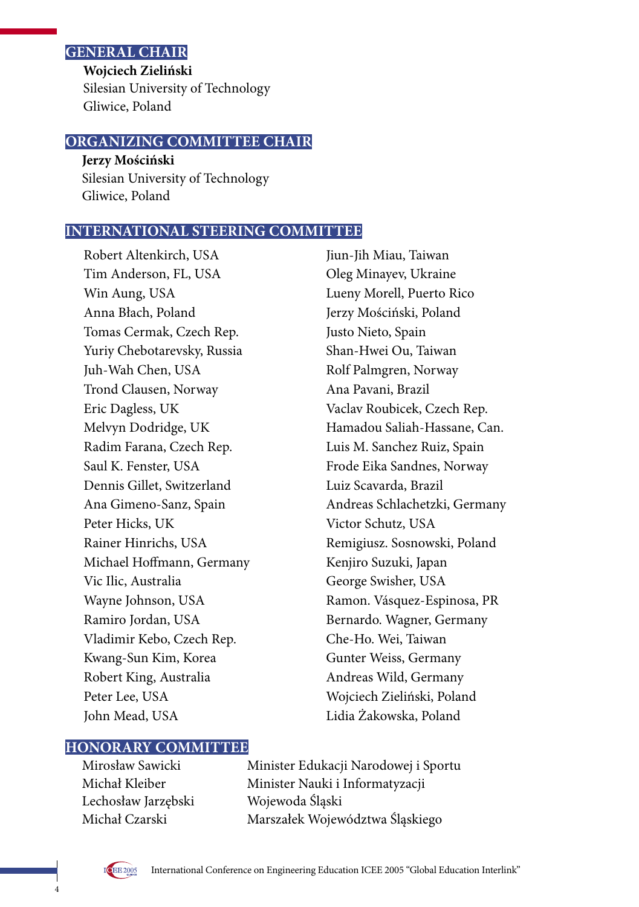## GENERAL CHAIR

**Wojciech Zieliński**
Silesian University of Technology
Gliwice, Poland

## ORGANIZING COMMITTEE CHAIR

**Jerzy Mościński**
Silesian University of Technology
Gliwice, Poland

## INTERNATIONAL STEERING COMMITTEE

Robert Altenkirch, USA
Tim Anderson, FL, USA
Win Aung, USA
Anna Błach, Poland
Tomas Cermak, Czech Rep.
Yuriy Chebotarevsky, Russia
Juh-Wah Chen, USA
Trond Clausen, Norway
Eric Dagless, UK
Melvyn Dodridge, UK
Radim Farana, Czech Rep.
Saul K. Fenster, USA
Dennis Gillet, Switzerland
Ana Gimeno-Sanz, Spain
Peter Hicks, UK
Rainer Hinrichs, USA
Michael Hoffmann, Germany
Vic Ilic, Australia
Wayne Johnson, USA
Ramiro Jordan, USA
Vladimir Kebo, Czech Rep.
Kwang-Sun Kim, Korea
Robert King, Australia
Peter Lee, USA
John Mead, USA
Jiun-Jih Miau, Taiwan
Oleg Minayev, Ukraine
Lueny Morell, Puerto Rico
Jerzy Mościński, Poland
Justo Nieto, Spain
Shan-Hwei Ou, Taiwan
Rolf Palmgren, Norway
Ana Pavani, Brazil
Vaclav Roubicek, Czech Rep.
Hamadou Saliah-Hassane, Can.
Luis M. Sanchez Ruiz, Spain
Frode Eika Sandnes, Norway
Luiz Scavarda, Brazil
Andreas Schlachetzki, Germany
Victor Schutz, USA
Remigiusz. Sosnowski, Poland
Kenjiro Suzuki, Japan
George Swisher, USA
Ramon. Vásquez-Espinosa, PR
Bernardo. Wagner, Germany
Che-Ho. Wei, Taiwan
Gunter Weiss, Germany
Andreas Wild, Germany
Wojciech Zieliński, Poland
Lidia Żakowska, Poland

## HONORARY COMMITTEE

| | |
|---|---|
| Mirosław Sawicki | Minister Edukacji Narodowej i Sportu |
| Michał Kleiber | Minister Nauki i Informatyzacji |
| Lechosław Jarzębski | Wojewoda Śląski |
| Michał Czarski | Marszałek Województwa Śląskiego |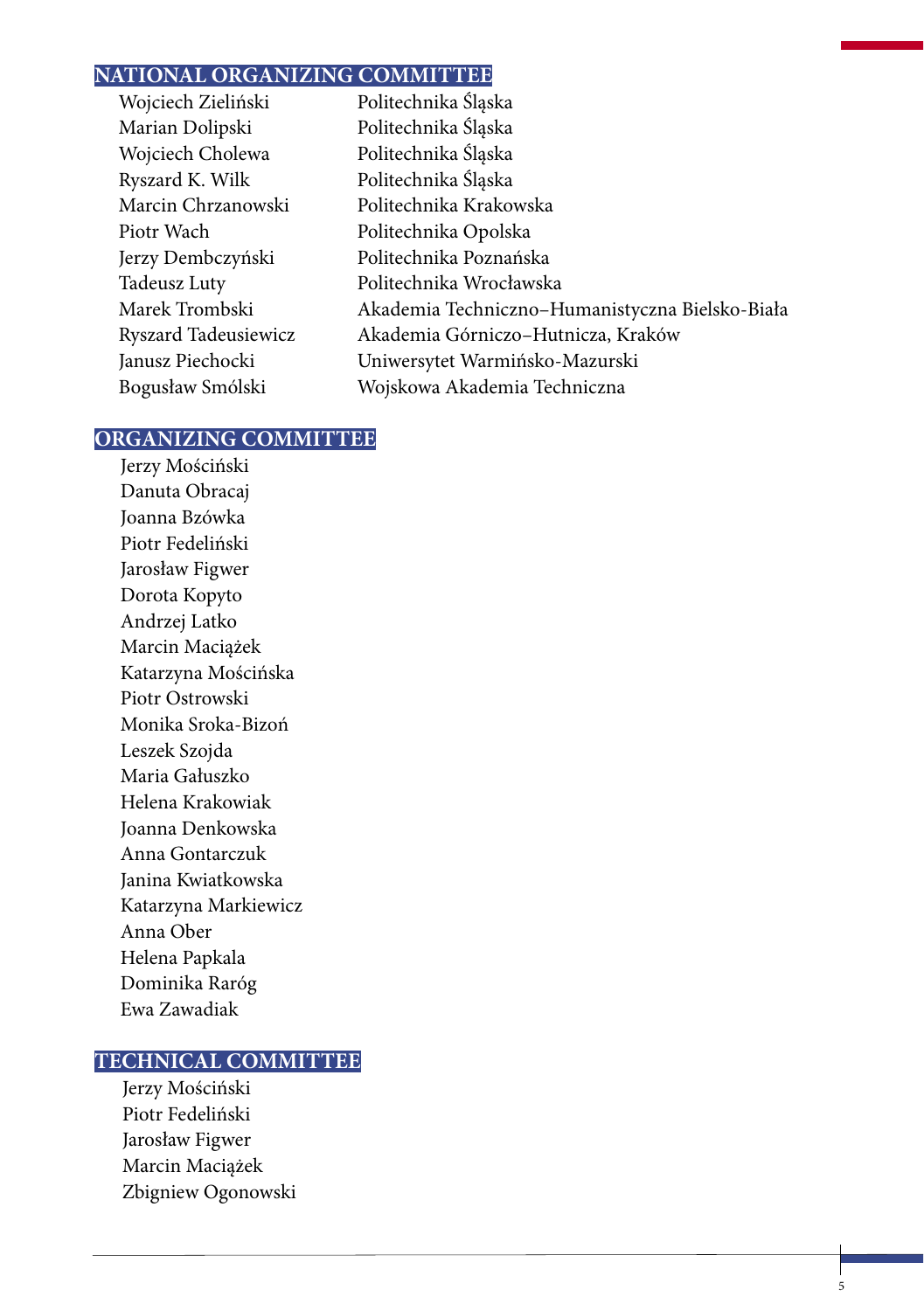## NATIONAL ORGANIZING COMMITTEE

| | |
|---|---|
| Wojciech Zieliński | Politechnika Śląska |
| Marian Dolipski | Politechnika Śląska |
| Wojciech Cholewa | Politechnika Śląska |
| Ryszard K. Wilk | Politechnika Śląska |
| Marcin Chrzanowski | Politechnika Krakowska |
| Piotr Wach | Politechnika Opolska |
| Jerzy Dembczyński | Politechnika Poznańska |
| Tadeusz Luty | Politechnika Wrocławska |
| Marek Trombski | Akademia Techniczno–Humanistyczna Bielsko-Biała |
| Ryszard Tadeusiewicz | Akademia Górniczo–Hutnicza, Kraków |
| Janusz Piechocki | Uniwersytet Warmińsko-Mazurski |
| Bogusław Smólski | Wojskowa Akademia Techniczna |

## ORGANIZING COMMITTEE

Jerzy Mościński
Danuta Obracaj
Joanna Bzówka
Piotr Fedeliński
Jarosław Figwer
Dorota Kopyto
Andrzej Latko
Marcin Maciążek
Katarzyna Mościńska
Piotr Ostrowski
Monika Sroka-Bizoń
Leszek Szojda
Maria Gałuszko
Helena Krakowiak
Joanna Denkowska
Anna Gontarczuk
Janina Kwiatkowska
Katarzyna Markiewicz
Anna Ober
Helena Papkala
Dominika Raróg
Ewa Zawadiak

## TECHNICAL COMMITTEE

Jerzy Mościński
Piotr Fedeliński
Jarosław Figwer
Marcin Maciążek
Zbigniew Ogonowski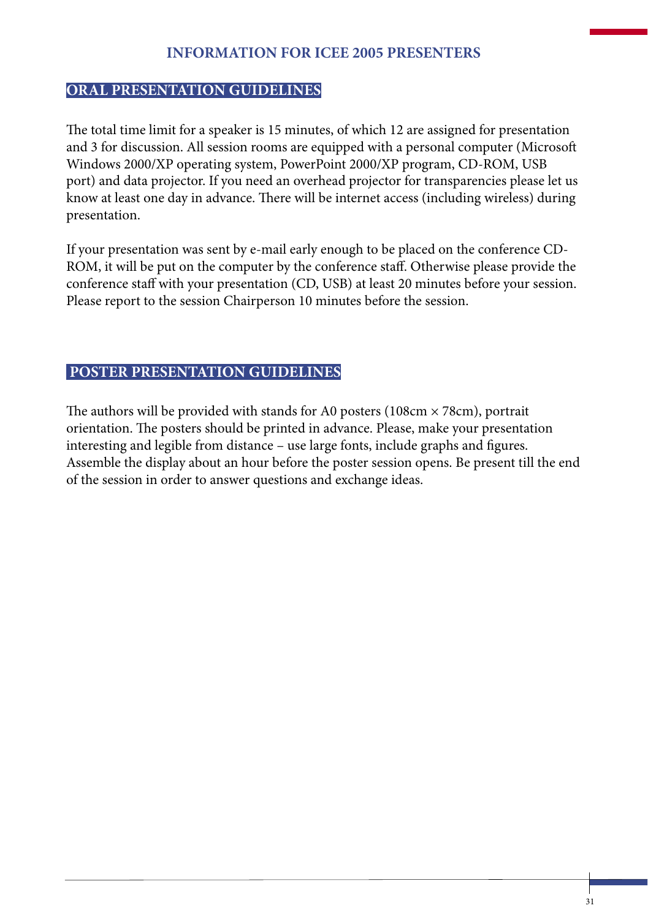# INFORMATION FOR ICEE 2005 PRESENTERS

## ORAL PRESENTATION GUIDELINES

The total time limit for a speaker is 15 minutes, of which 12 are assigned for presentation and 3 for discussion. All session rooms are equipped with a personal computer (Microsoft Windows 2000/XP operating system, PowerPoint 2000/XP program, CD-ROM, USB port) and data projector. If you need an overhead projector for transparencies please let us know at least one day in advance. There will be internet access (including wireless) during presentation.

If your presentation was sent by e-mail early enough to be placed on the conference CD-ROM, it will be put on the computer by the conference staff. Otherwise please provide the conference staff with your presentation (CD, USB) at least 20 minutes before your session. Please report to the session Chairperson 10 minutes before the session.

## POSTER PRESENTATION GUIDELINES

The authors will be provided with stands for A0 posters (108cm × 78cm), portrait orientation. The posters should be printed in advance. Please, make your presentation interesting and legible from distance – use large fonts, include graphs and figures. Assemble the display about an hour before the poster session opens. Be present till the end of the session in order to answer questions and exchange ideas.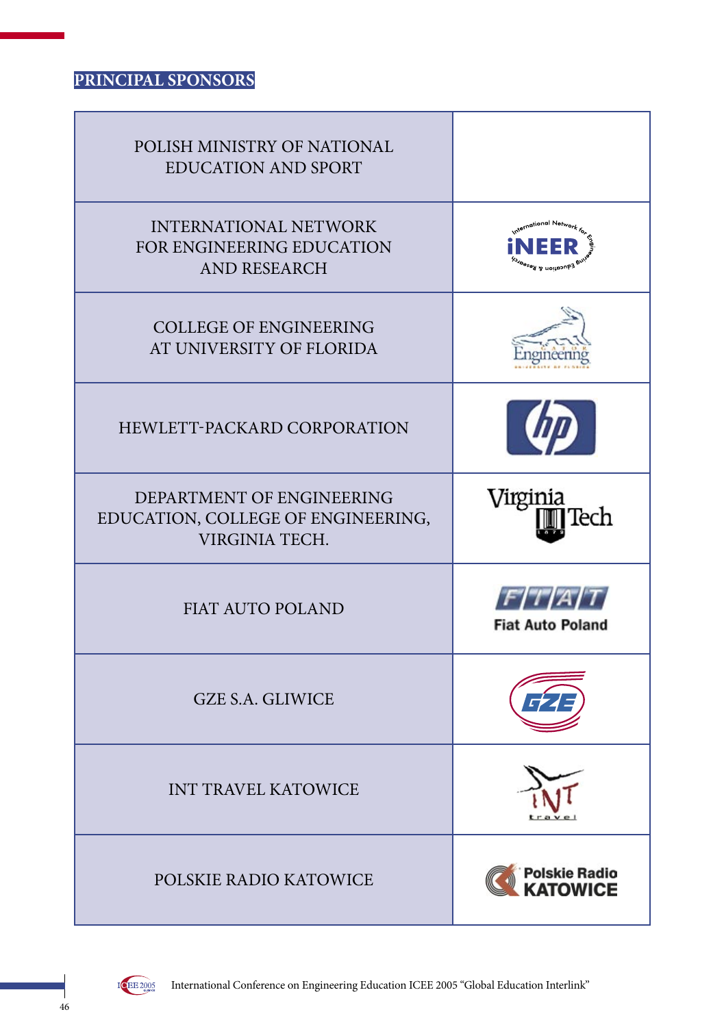## PRINCIPAL SPONSORS

| | |
|---|---|
| POLISH MINISTRY OF NATIONAL EDUCATION AND SPORT | |
| INTERNATIONAL NETWORK FOR ENGINEERING EDUCATION AND RESEARCH | International Network for Engineering Education & Research iNEER |
| COLLEGE OF ENGINEERING AT UNIVERSITY OF FLORIDA | GATOR Engineering UNIVERSITY OF FLORIDA |
| HEWLETT-PACKARD CORPORATION | hp |
| DEPARTMENT OF ENGINEERING EDUCATION, COLLEGE OF ENGINEERING, VIRGINIA TECH. | Virginia Tech 1872 |
| FIAT AUTO POLAND | FIAT Fiat Auto Poland |
| GZE S.A. GLIWICE | GZE |
| INT TRAVEL KATOWICE | INT travel |
| POLSKIE RADIO KATOWICE | Polskie Radio KATOWICE |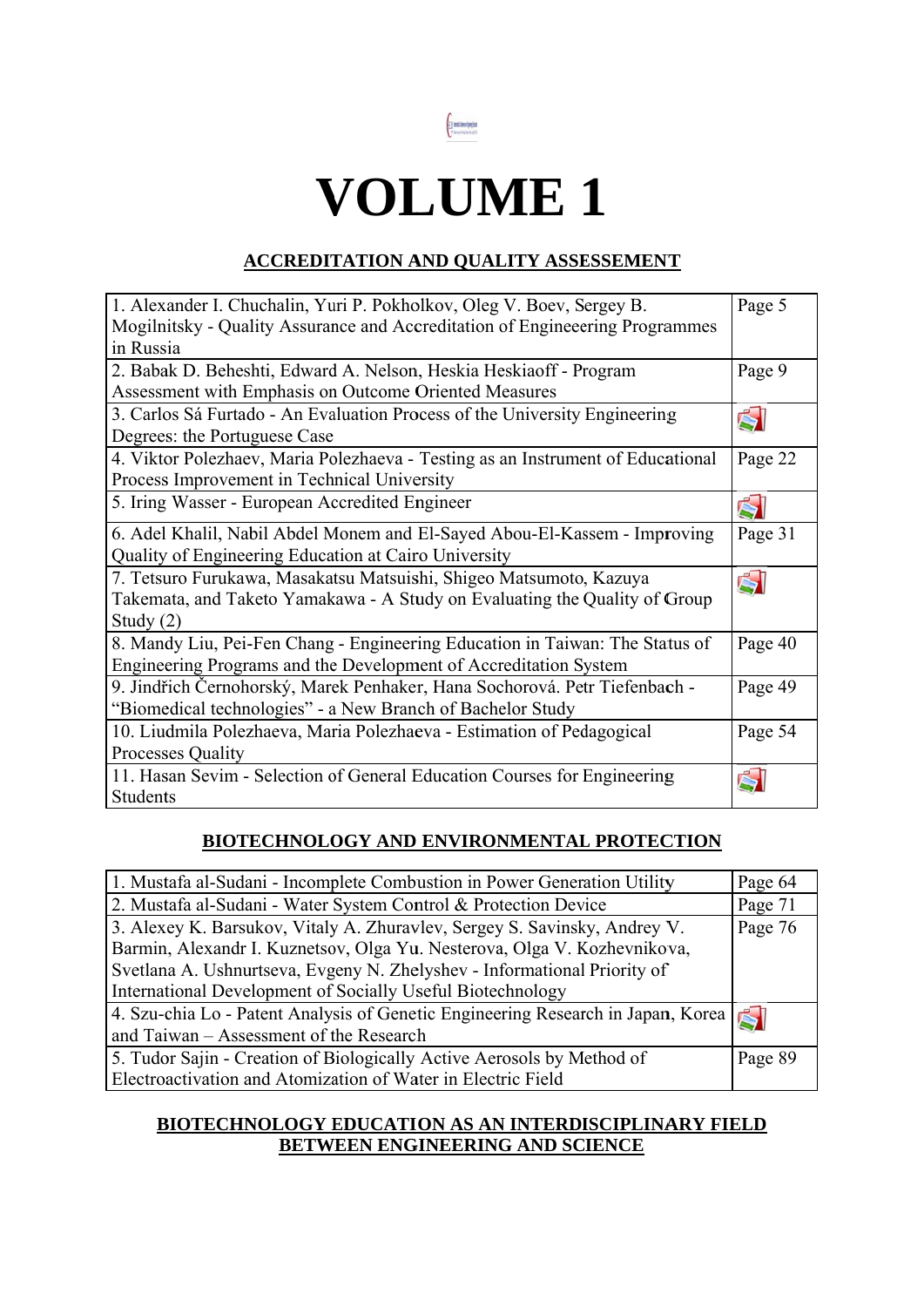# VOLUME 1

## ACCREDITATION AND QUALITY ASSESSEMENT

| | |
|---|---|
| 1. Alexander I. Chuchalin, Yuri P. Pokholkov, Oleg V. Boev, Sergey B. Mogilnitsky - Quality Assurance and Accreditation of Engineeering Programmes in Russia | Page 5 |
| 2. Babak D. Beheshti, Edward A. Nelson, Heskia Heskiaoff - Program Assessment with Emphasis on Outcome Oriented Measures | Page 9 |
| 3. Carlos Sá Furtado - An Evaluation Process of the University Engineering Degrees: the Portuguese Case | |
| 4. Viktor Polezhaev, Maria Polezhaeva - Testing as an Instrument of Educational Process Improvement in Technical University | Page 22 |
| 5. Iring Wasser - European Accredited Engineer | |
| 6. Adel Khalil, Nabil Abdel Monem and El-Sayed Abou-El-Kassem - Improving Quality of Engineering Education at Cairo University | Page 31 |
| 7. Tetsuro Furukawa, Masakatsu Matsuishi, Shigeo Matsumoto, Kazuya Takemata, and Taketo Yamakawa - A Study on Evaluating the Quality of Group Study (2) | |
| 8. Mandy Liu, Pei-Fen Chang - Engineering Education in Taiwan: The Status of Engineering Programs and the Development of Accreditation System | Page 40 |
| 9. Jindřich Černohorský, Marek Penhaker, Hana Sochorová. Petr Tiefenbach - "Biomedical technologies" - a New Branch of Bachelor Study | Page 49 |
| 10. Liudmila Polezhaeva, Maria Polezhaeva - Estimation of Pedagogical Processes Quality | Page 54 |
| 11. Hasan Sevim - Selection of General Education Courses for Engineering Students | |

## BIOTECHNOLOGY AND ENVIRONMENTAL PROTECTION

| | |
|---|---|
| 1. Mustafa al-Sudani - Incomplete Combustion in Power Generation Utility | Page 64 |
| 2. Mustafa al-Sudani - Water System Control & Protection Device | Page 71 |
| 3. Alexey K. Barsukov, Vitaly A. Zhuravlev, Sergey S. Savinsky, Andrey V. Barmin, Alexandr I. Kuznetsov, Olga Yu. Nesterova, Olga V. Kozhevnikova, Svetlana A. Ushnurtseva, Evgeny N. Zhelyshev - Informational Priority of International Development of Socially Useful Biotechnology | Page 76 |
| 4. Szu-chia Lo - Patent Analysis of Genetic Engineering Research in Japan, Korea and Taiwan – Assessment of the Research | |
| 5. Tudor Sajin - Creation of Biologically Active Aerosols by Method of Electroactivation and Atomization of Water in Electric Field | Page 89 |

## BIOTECHNOLOGY EDUCATION AS AN INTERDISCIPLINARY FIELD BETWEEN ENGINEERING AND SCIENCE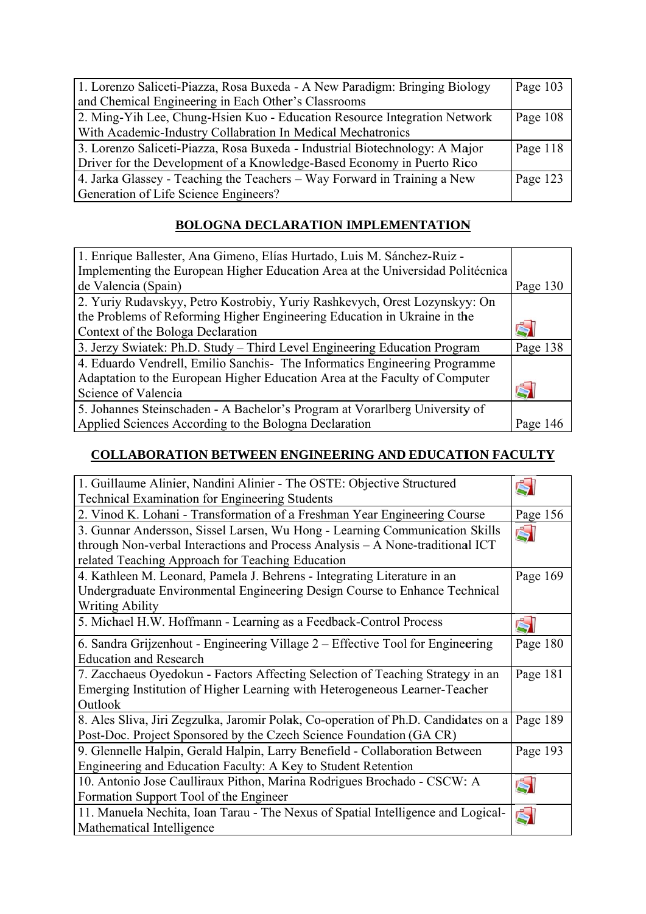| | |
|---|---|
| 1. Lorenzo Saliceti-Piazza, Rosa Buxeda - A New Paradigm: Bringing Biology and Chemical Engineering in Each Other's Classrooms | Page 103 |
| 2. Ming-Yih Lee, Chung-Hsien Kuo - Education Resource Integration Network With Academic-Industry Collabration In Medical Mechatronics | Page 108 |
| 3. Lorenzo Saliceti-Piazza, Rosa Buxeda - Industrial Biotechnology: A Major Driver for the Development of a Knowledge-Based Economy in Puerto Rico | Page 118 |
| 4. Jarka Glassey - Teaching the Teachers – Way Forward in Training a New Generation of Life Science Engineers? | Page 123 |

## BOLOGNA DECLARATION IMPLEMENTATION

| | |
|---|---|
| 1. Enrique Ballester, Ana Gimeno, Elías Hurtado, Luis M. Sánchez-Ruiz - Implementing the European Higher Education Area at the Universidad Politécnica de Valencia (Spain) | Page 130 |
| 2. Yuriy Rudavskyy, Petro Kostrobiy, Yuriy Rashkevych, Orest Lozynskyy: On the Problems of Reforming Higher Engineering Education in Ukraine in the Context of the Bologa Declaration | |
| 3. Jerzy Swiatek: Ph.D. Study – Third Level Engineering Education Program | Page 138 |
| 4. Eduardo Vendrell, Emilio Sanchis- The Informatics Engineering Programme Adaptation to the European Higher Education Area at the Faculty of Computer Science of Valencia | |
| 5. Johannes Steinschaden - A Bachelor's Program at Vorarlberg University of Applied Sciences According to the Bologna Declaration | Page 146 |

## COLLABORATION BETWEEN ENGINEERING AND EDUCATION FACULTY

| | |
|---|---|
| 1. Guillaume Alinier, Nandini Alinier - The OSTE: Objective Structured Technical Examination for Engineering Students | |
| 2. Vinod K. Lohani - Transformation of a Freshman Year Engineering Course | Page 156 |
| 3. Gunnar Andersson, Sissel Larsen, Wu Hong - Learning Communication Skills through Non-verbal Interactions and Process Analysis – A None-traditional ICT related Teaching Approach for Teaching Education | |
| 4. Kathleen M. Leonard, Pamela J. Behrens - Integrating Literature in an Undergraduate Environmental Engineering Design Course to Enhance Technical Writing Ability | Page 169 |
| 5. Michael H.W. Hoffmann - Learning as a Feedback-Control Process | |
| 6. Sandra Grijzenhout - Engineering Village 2 – Effective Tool for Engineering Education and Research | Page 180 |
| 7. Zacchaeus Oyedokun - Factors Affecting Selection of Teaching Strategy in an Emerging Institution of Higher Learning with Heterogeneous Learner-Teacher Outlook | Page 181 |
| 8. Ales Sliva, Jiri Zegzulka, Jaromir Polak, Co-operation of Ph.D. Candidates on a Post-Doc. Project Sponsored by the Czech Science Foundation (GA CR) | Page 189 |
| 9. Glennelle Halpin, Gerald Halpin, Larry Benefield - Collaboration Between Engineering and Education Faculty: A Key to Student Retention | Page 193 |
| 10. Antonio Jose Caulliraux Pithon, Marina Rodrigues Brochado - CSCW: A Formation Support Tool of the Engineer | |
| 11. Manuela Nechita, Ioan Tarau - The Nexus of Spatial Intelligence and Logical-Mathematical Intelligence | |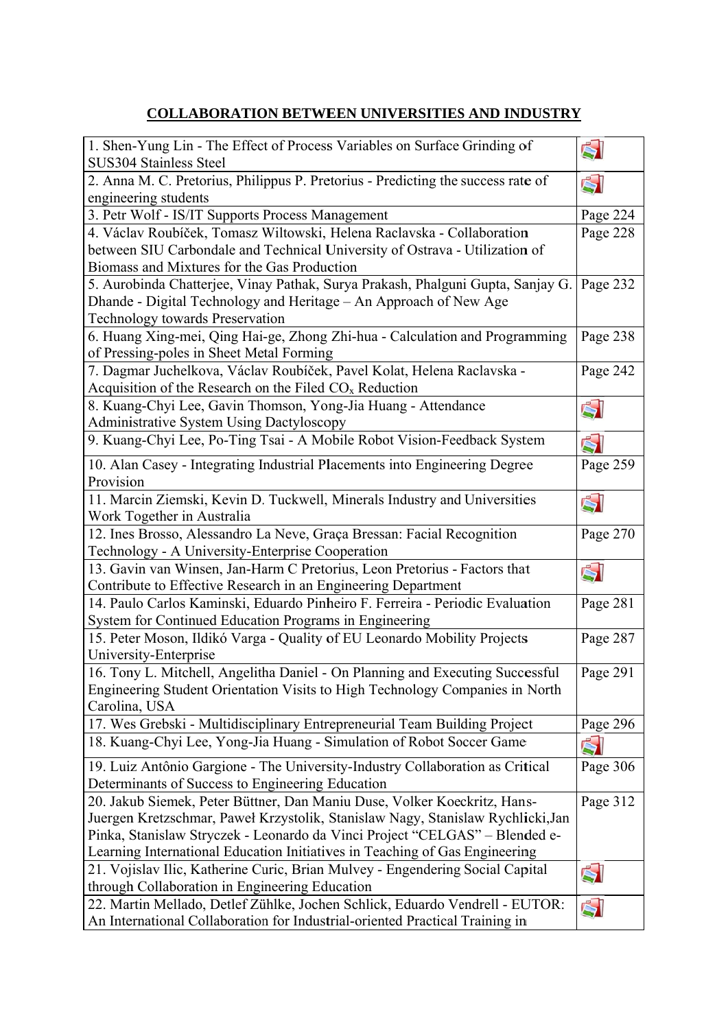# COLLABORATION BETWEEN UNIVERSITIES AND INDUSTRY

| | |
|---|---|
| 1. Shen-Yung Lin - The Effect of Process Variables on Surface Grinding of SUS304 Stainless Steel | |
| 2. Anna M. C. Pretorius, Philippus P. Pretorius - Predicting the success rate of engineering students | |
| 3. Petr Wolf - IS/IT Supports Process Management | Page 224 |
| 4. Václav Roubíček, Tomasz Wiltowski, Helena Raclavska - Collaboration between SIU Carbondale and Technical University of Ostrava - Utilization of Biomass and Mixtures for the Gas Production | Page 228 |
| 5. Aurobinda Chatterjee, Vinay Pathak, Surya Prakash, Phalguni Gupta, Sanjay G. Dhande - Digital Technology and Heritage – An Approach of New Age Technology towards Preservation | Page 232 |
| 6. Huang Xing-mei, Qing Hai-ge, Zhong Zhi-hua - Calculation and Programming of Pressing-poles in Sheet Metal Forming | Page 238 |
| 7. Dagmar Juchelkova, Václav Roubíček, Pavel Kolat, Helena Raclavska - Acquisition of the Research on the Filed $CO_x$ Reduction | Page 242 |
| 8. Kuang-Chyi Lee, Gavin Thomson, Yong-Jia Huang - Attendance Administrative System Using Dactyloscopy | |
| 9. Kuang-Chyi Lee, Po-Ting Tsai - A Mobile Robot Vision-Feedback System | |
| 10. Alan Casey - Integrating Industrial Placements into Engineering Degree Provision | Page 259 |
| 11. Marcin Ziemski, Kevin D. Tuckwell, Minerals Industry and Universities Work Together in Australia | |
| 12. Ines Brosso, Alessandro La Neve, Graça Bressan: Facial Recognition Technology - A University-Enterprise Cooperation | Page 270 |
| 13. Gavin van Winsen, Jan-Harm C Pretorius, Leon Pretorius - Factors that Contribute to Effective Research in an Engineering Department | |
| 14. Paulo Carlos Kaminski, Eduardo Pinheiro F. Ferreira - Periodic Evaluation System for Continued Education Programs in Engineering | Page 281 |
| 15. Peter Moson, Ildikó Varga - Quality of EU Leonardo Mobility Projects University-Enterprise | Page 287 |
| 16. Tony L. Mitchell, Angelitha Daniel - On Planning and Executing Successful Engineering Student Orientation Visits to High Technology Companies in North Carolina, USA | Page 291 |
| 17. Wes Grebski - Multidisciplinary Entrepreneurial Team Building Project | Page 296 |
| 18. Kuang-Chyi Lee, Yong-Jia Huang - Simulation of Robot Soccer Game | |
| 19. Luiz Antônio Gargione - The University-Industry Collaboration as Critical Determinants of Success to Engineering Education | Page 306 |
| 20. Jakub Siemek, Peter Büttner, Dan Maniu Duse, Volker Koeckritz, Hans-Juergen Kretzschmar, Paweł Krzystolik, Stanislaw Nagy, Stanislaw Rychlicki, Jan Pinka, Stanislaw Stryczek - Leonardo da Vinci Project "CELGAS" – Blended e-Learning International Education Initiatives in Teaching of Gas Engineering | Page 312 |
| 21. Vojislav Ilic, Katherine Curic, Brian Mulvey - Engendering Social Capital through Collaboration in Engineering Education | |
| 22. Martin Mellado, Detlef Zühlke, Jochen Schlick, Eduardo Vendrell - EUTOR: An International Collaboration for Industrial-oriented Practical Training in | |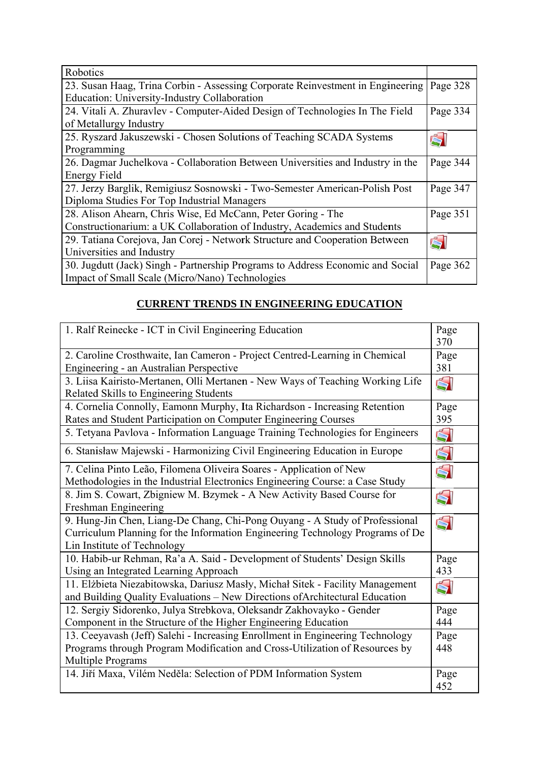| Robotics | |
|---|---|
| 23. Susan Haag, Trina Corbin - Assessing Corporate Reinvestment in Engineering Education: University-Industry Collaboration | Page 328 |
| 24. Vitali A. Zhuravlev - Computer-Aided Design of Technologies In The Field of Metallurgy Industry | Page 334 |
| 25. Ryszard Jakuszewski - Chosen Solutions of Teaching SCADA Systems Programming | |
| 26. Dagmar Juchelkova - Collaboration Between Universities and Industry in the Energy Field | Page 344 |
| 27. Jerzy Barglik, Remigiusz Sosnowski - Two-Semester American-Polish Post Diploma Studies For Top Industrial Managers | Page 347 |
| 28. Alison Ahearn, Chris Wise, Ed McCann, Peter Goring - The Constructionarium: a UK Collaboration of Industry, Academics and Students | Page 351 |
| 29. Tatiana Corejova, Jan Corej - Network Structure and Cooperation Between Universities and Industry | |
| 30. Jugdutt (Jack) Singh - Partnership Programs to Address Economic and Social Impact of Small Scale (Micro/Nano) Technologies | Page 362 |

## CURRENT TRENDS IN ENGINEERING EDUCATION

| | |
|---|---|
| 1. Ralf Reinecke - ICT in Civil Engineering Education | Page 370 |
| 2. Caroline Crosthwaite, Ian Cameron - Project Centred-Learning in Chemical Engineering - an Australian Perspective | Page 381 |
| 3. Liisa Kairisto-Mertanen, Olli Mertanen - New Ways of Teaching Working Life Related Skills to Engineering Students | |
| 4. Cornelia Connolly, Eamonn Murphy, Ita Richardson - Increasing Retention Rates and Student Participation on Computer Engineering Courses | Page 395 |
| 5. Tetyana Pavlova - Information Language Training Technologies for Engineers | |
| 6. Stanisław Majewski - Harmonizing Civil Engineering Education in Europe | |
| 7. Celina Pinto Leão, Filomena Oliveira Soares - Application of New Methodologies in the Industrial Electronics Engineering Course: a Case Study | |
| 8. Jim S. Cowart, Zbigniew M. Bzymek - A New Activity Based Course for Freshman Engineering | |
| 9. Hung-Jin Chen, Liang-De Chang, Chi-Pong Ouyang - A Study of Professional Curriculum Planning for the Information Engineering Technology Programs of De Lin Institute of Technology | |
| 10. Habib-ur Rehman, Ra'a A. Said - Development of Students' Design Skills Using an Integrated Learning Approach | Page 433 |
| 11. Elżbieta Niezabitowska, Dariusz Masły, Michał Sitek - Facility Management and Building Quality Evaluations – New Directions ofArchitectural Education | |
| 12. Sergiy Sidorenko, Julya Strebkova, Oleksandr Zakhovayko - Gender Component in the Structure of the Higher Engineering Education | Page 444 |
| 13. Ceeyavash (Jeff) Salehi - Increasing Enrollment in Engineering Technology Programs through Program Modification and Cross-Utilization of Resources by Multiple Programs | Page 448 |
| 14. Jiří Maxa, Vilém Neděla: Selection of PDM Information System | Page 452 |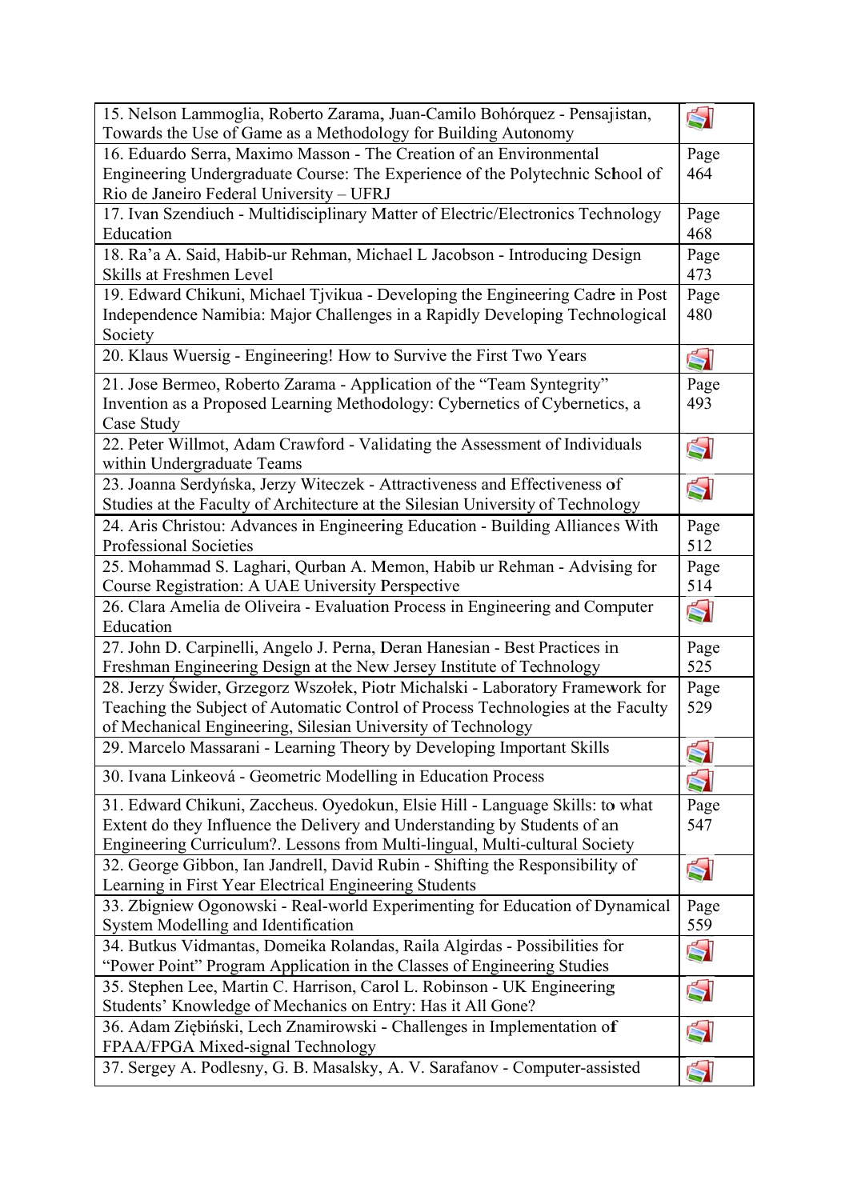| | |
|---|---|
| 15. Nelson Lammoglia, Roberto Zarama, Juan-Camilo Bohórquez - Pensajistan, Towards the Use of Game as a Methodology for Building Autonomy | |
| 16. Eduardo Serra, Maximo Masson - The Creation of an Environmental Engineering Undergraduate Course: The Experience of the Polytechnic School of Rio de Janeiro Federal University – UFRJ | Page 464 |
| 17. Ivan Szendiuch - Multidisciplinary Matter of Electric/Electronics Technology Education | Page 468 |
| 18. Ra'a A. Said, Habib-ur Rehman, Michael L Jacobson - Introducing Design Skills at Freshmen Level | Page 473 |
| 19. Edward Chikuni, Michael Tjvikua - Developing the Engineering Cadre in Post Independence Namibia: Major Challenges in a Rapidly Developing Technological Society | Page 480 |
| 20. Klaus Wuersig - Engineering! How to Survive the First Two Years | |
| 21. Jose Bermeo, Roberto Zarama - Application of the "Team Syntegrity" Invention as a Proposed Learning Methodology: Cybernetics of Cybernetics, a Case Study | Page 493 |
| 22. Peter Willmot, Adam Crawford - Validating the Assessment of Individuals within Undergraduate Teams | |
| 23. Joanna Serdyńska, Jerzy Witeczek - Attractiveness and Effectiveness of Studies at the Faculty of Architecture at the Silesian University of Technology | |
| 24. Aris Christou: Advances in Engineering Education - Building Alliances With Professional Societies | Page 512 |
| 25. Mohammad S. Laghari, Qurban A. Memon, Habib ur Rehman - Advising for Course Registration: A UAE University Perspective | Page 514 |
| 26. Clara Amelia de Oliveira - Evaluation Process in Engineering and Computer Education | |
| 27. John D. Carpinelli, Angelo J. Perna, Deran Hanesian - Best Practices in Freshman Engineering Design at the New Jersey Institute of Technology | Page 525 |
| 28. Jerzy Świder, Grzegorz Wszołek, Piotr Michalski - Laboratory Framework for Teaching the Subject of Automatic Control of Process Technologies at the Faculty of Mechanical Engineering, Silesian University of Technology | Page 529 |
| 29. Marcelo Massarani - Learning Theory by Developing Important Skills | |
| 30. Ivana Linkeová - Geometric Modelling in Education Process | |
| 31. Edward Chikuni, Zaccheus. Oyedokun, Elsie Hill - Language Skills: to what Extent do they Influence the Delivery and Understanding by Students of an Engineering Curriculum?. Lessons from Multi-lingual, Multi-cultural Society | Page 547 |
| 32. George Gibbon, Ian Jandrell, David Rubin - Shifting the Responsibility of Learning in First Year Electrical Engineering Students | |
| 33. Zbigniew Ogonowski - Real-world Experimenting for Education of Dynamical System Modelling and Identification | Page 559 |
| 34. Butkus Vidmantas, Domeika Rolandas, Raila Algirdas - Possibilities for "Power Point" Program Application in the Classes of Engineering Studies | |
| 35. Stephen Lee, Martin C. Harrison, Carol L. Robinson - UK Engineering Students' Knowledge of Mechanics on Entry: Has it All Gone? | |
| 36. Adam Ziębiński, Lech Znamirowski - Challenges in Implementation of FPAA/FPGA Mixed-signal Technology | |
| 37. Sergey A. Podlesny, G. B. Masalsky, A. V. Sarafanov - Computer-assisted | |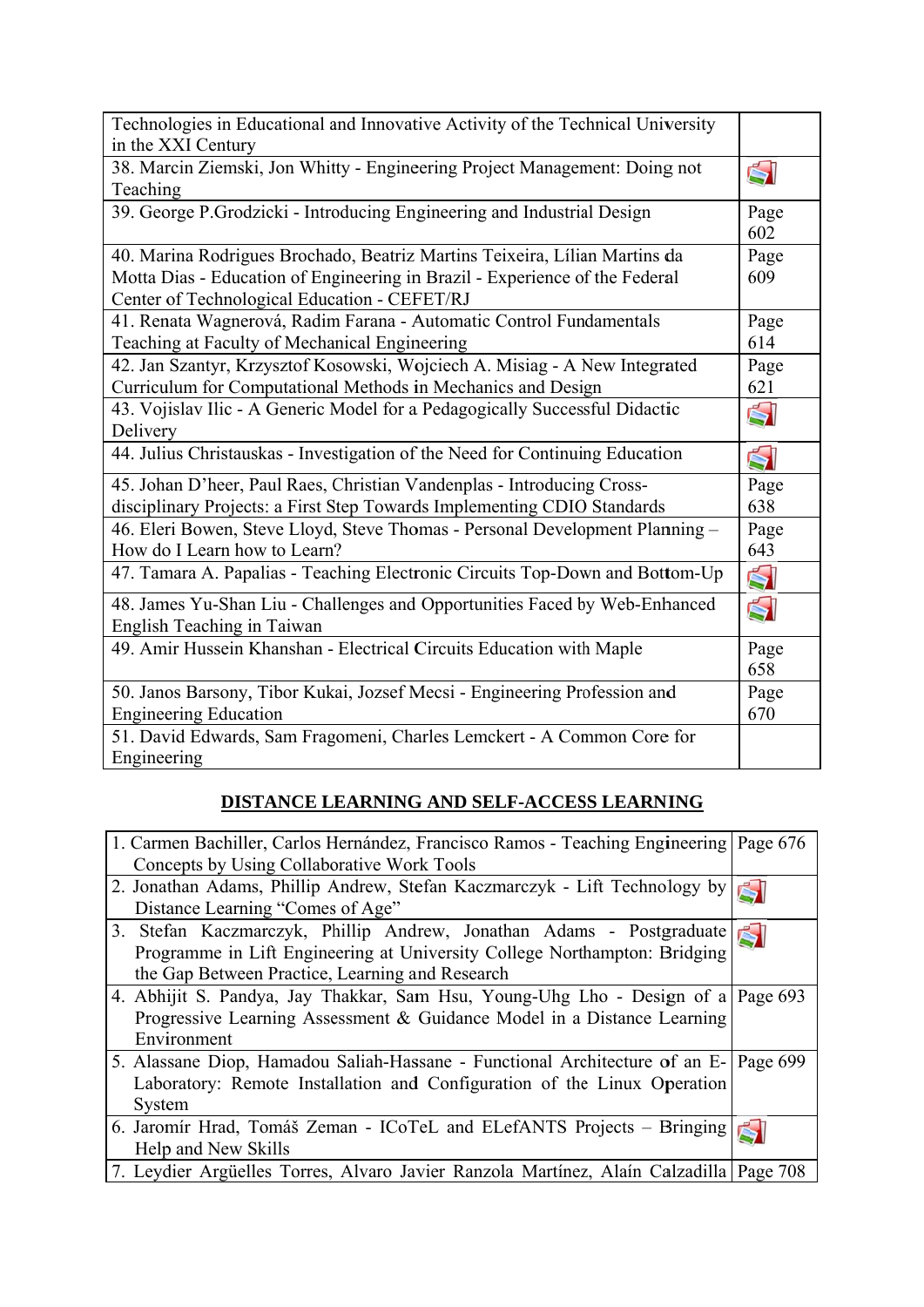| | |
|---|---|
| Technologies in Educational and Innovative Activity of the Technical University in the XXI Century | |
| 38. Marcin Ziemski, Jon Whitty - Engineering Project Management: Doing not Teaching | |
| 39. George P.Grodzicki - Introducing Engineering and Industrial Design | Page 602 |
| 40. Marina Rodrigues Brochado, Beatriz Martins Teixeira, Lílian Martins da Motta Dias - Education of Engineering in Brazil - Experience of the Federal Center of Technological Education - CEFET/RJ | Page 609 |
| 41. Renata Wagnerová, Radim Farana - Automatic Control Fundamentals Teaching at Faculty of Mechanical Engineering | Page 614 |
| 42. Jan Szantyr, Krzysztof Kosowski, Wojciech A. Misiag - A New Integrated Curriculum for Computational Methods in Mechanics and Design | Page 621 |
| 43. Vojislav Ilic - A Generic Model for a Pedagogically Successful Didactic Delivery | |
| 44. Julius Christauskas - Investigation of the Need for Continuing Education | |
| 45. Johan D'heer, Paul Raes, Christian Vandenplas - Introducing Cross-disciplinary Projects: a First Step Towards Implementing CDIO Standards | Page 638 |
| 46. Eleri Bowen, Steve Lloyd, Steve Thomas - Personal Development Planning – How do I Learn how to Learn? | Page 643 |
| 47. Tamara A. Papalias - Teaching Electronic Circuits Top-Down and Bottom-Up | |
| 48. James Yu-Shan Liu - Challenges and Opportunities Faced by Web-Enhanced English Teaching in Taiwan | |
| 49. Amir Hussein Khanshan - Electrical Circuits Education with Maple | Page 658 |
| 50. Janos Barsony, Tibor Kukai, Jozsef Mecsi - Engineering Profession and Engineering Education | Page 670 |
| 51. David Edwards, Sam Fragomeni, Charles Lemckert - A Common Core for Engineering | |

## DISTANCE LEARNING AND SELF-ACCESS LEARNING

| | |
|---|---|
| 1. Carmen Bachiller, Carlos Hernández, Francisco Ramos - Teaching Engineering Concepts by Using Collaborative Work Tools | Page 676 |
| 2. Jonathan Adams, Phillip Andrew, Stefan Kaczmarczyk - Lift Technology by Distance Learning "Comes of Age" | |
| 3. Stefan Kaczmarczyk, Phillip Andrew, Jonathan Adams - Postgraduate Programme in Lift Engineering at University College Northampton: Bridging the Gap Between Practice, Learning and Research | |
| 4. Abhijit S. Pandya, Jay Thakkar, Sam Hsu, Young-Uhg Lho - Design of a Progressive Learning Assessment & Guidance Model in a Distance Learning Environment | Page 693 |
| 5. Alassane Diop, Hamadou Saliah-Hassane - Functional Architecture of an E-Laboratory: Remote Installation and Configuration of the Linux Operation System | Page 699 |
| 6. Jaromír Hrad, Tomáš Zeman - ICoTeL and ELefANTS Projects – Bringing Help and New Skills | |
| 7. Leydier Argüelles Torres, Alvaro Javier Ranzola Martínez, Alaín Calzadilla | Page 708 |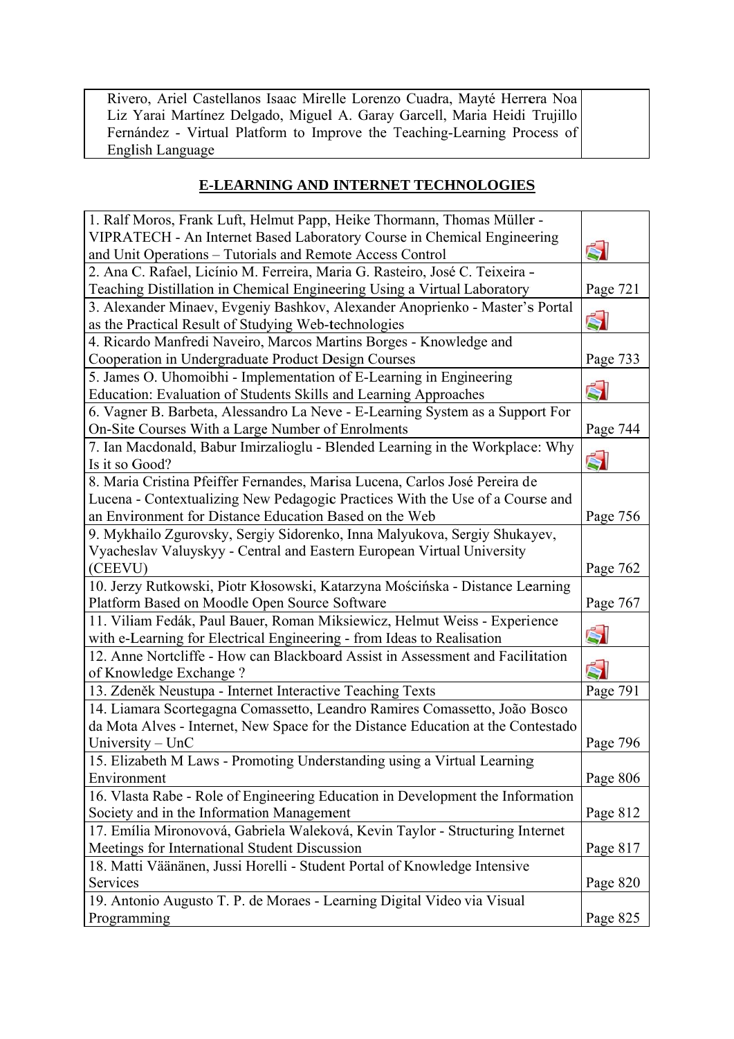| | |
|---|---|
| Rivero, Ariel Castellanos Isaac Mirelle Lorenzo Cuadra, Mayté Herrera Noa Liz Yarai Martínez Delgado, Miguel A. Garay Garcell, Maria Heidi Trujillo Fernández - Virtual Platform to Improve the Teaching-Learning Process of English Language | |

## E-LEARNING AND INTERNET TECHNOLOGIES

| | |
|---|---|
| 1. Ralf Moros, Frank Luft, Helmut Papp, Heike Thormann, Thomas Müller - VIPRATECH - An Internet Based Laboratory Course in Chemical Engineering and Unit Operations – Tutorials and Remote Access Control | |
| 2. Ana C. Rafael, Licínio M. Ferreira, Maria G. Rasteiro, José C. Teixeira - Teaching Distillation in Chemical Engineering Using a Virtual Laboratory | Page 721 |
| 3. Alexander Minaev, Evgeniy Bashkov, Alexander Anoprienko - Master's Portal as the Practical Result of Studying Web-technologies | |
| 4. Ricardo Manfredi Naveiro, Marcos Martins Borges - Knowledge and Cooperation in Undergraduate Product Design Courses | Page 733 |
| 5. James O. Uhomoibhi - Implementation of E-Learning in Engineering Education: Evaluation of Students Skills and Learning Approaches | |
| 6. Vagner B. Barbeta, Alessandro La Neve - E-Learning System as a Support For On-Site Courses With a Large Number of Enrolments | Page 744 |
| 7. Ian Macdonald, Babur Imirzalioglu - Blended Learning in the Workplace: Why Is it so Good? | |
| 8. Maria Cristina Pfeiffer Fernandes, Marisa Lucena, Carlos José Pereira de Lucena - Contextualizing New Pedagogic Practices With the Use of a Course and an Environment for Distance Education Based on the Web | Page 756 |
| 9. Mykhailo Zgurovsky, Sergiy Sidorenko, Inna Malyukova, Sergiy Shukayev, Vyacheslav Valuyskyy - Central and Eastern European Virtual University (CEEVU) | Page 762 |
| 10. Jerzy Rutkowski, Piotr Kłosowski, Katarzyna Mościńska - Distance Learning Platform Based on Moodle Open Source Software | Page 767 |
| 11. Viliam Fedák, Paul Bauer, Roman Miksiewicz, Helmut Weiss - Experience with e-Learning for Electrical Engineering - from Ideas to Realisation | |
| 12. Anne Nortcliffe - How can Blackboard Assist in Assessment and Facilitation of Knowledge Exchange ? | |
| 13. Zdeněk Neustupa - Internet Interactive Teaching Texts | Page 791 |
| 14. Liamara Scortegagna Comassetto, Leandro Ramires Comassetto, João Bosco da Mota Alves - Internet, New Space for the Distance Education at the Contestado University – UnC | Page 796 |
| 15. Elizabeth M Laws - Promoting Understanding using a Virtual Learning Environment | Page 806 |
| 16. Vlasta Rabe - Role of Engineering Education in Development the Information Society and in the Information Management | Page 812 |
| 17. Emília Mironovová, Gabriela Waleková, Kevin Taylor - Structuring Internet Meetings for International Student Discussion | Page 817 |
| 18. Matti Väänänen, Jussi Horelli - Student Portal of Knowledge Intensive Services | Page 820 |
| 19. Antonio Augusto T. P. de Moraes - Learning Digital Video via Visual Programming | Page 825 |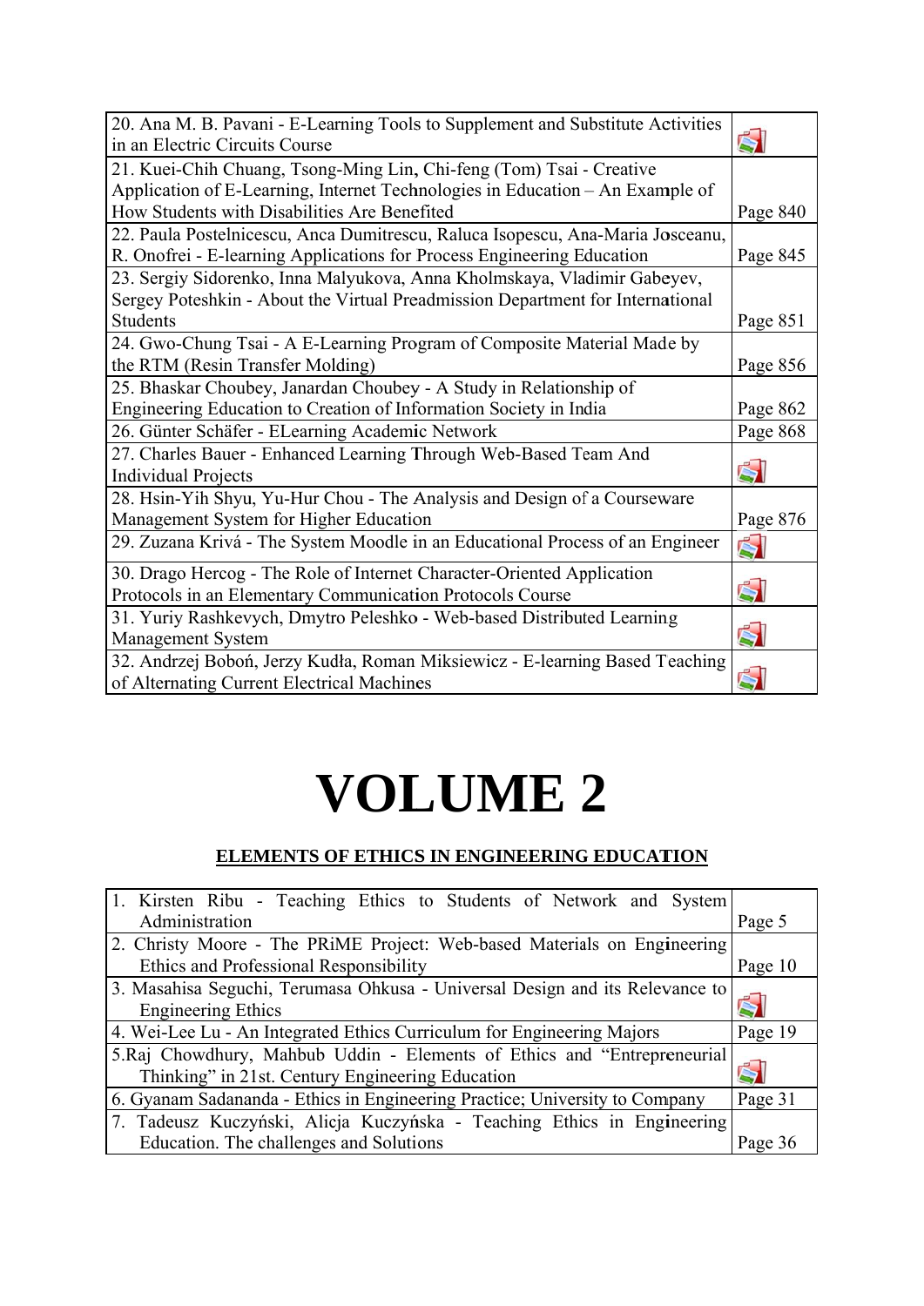| | |
|---|---|
| 20. Ana M. B. Pavani - E-Learning Tools to Supplement and Substitute Activities in an Electric Circuits Course | |
| 21. Kuei-Chih Chuang, Tsong-Ming Lin, Chi-feng (Tom) Tsai - Creative Application of E-Learning, Internet Technologies in Education – An Example of How Students with Disabilities Are Benefited | Page 840 |
| 22. Paula Postelnicescu, Anca Dumitrescu, Raluca Isopescu, Ana-Maria Josceanu, R. Onofrei - E-learning Applications for Process Engineering Education | Page 845 |
| 23. Sergiy Sidorenko, Inna Malyukova, Anna Kholmskaya, Vladimir Gabeyev, Sergey Poteshkin - About the Virtual Preadmission Department for International Students | Page 851 |
| 24. Gwo-Chung Tsai - A E-Learning Program of Composite Material Made by the RTM (Resin Transfer Molding) | Page 856 |
| 25. Bhaskar Choubey, Janardan Choubey - A Study in Relationship of Engineering Education to Creation of Information Society in India | Page 862 |
| 26. Günter Schäfer - ELearning Academic Network | Page 868 |
| 27. Charles Bauer - Enhanced Learning Through Web-Based Team And Individual Projects | |
| 28. Hsin-Yih Shyu, Yu-Hur Chou - The Analysis and Design of a Courseware Management System for Higher Education | Page 876 |
| 29. Zuzana Krivá - The System Moodle in an Educational Process of an Engineer | |
| 30. Drago Hercog - The Role of Internet Character-Oriented Application Protocols in an Elementary Communication Protocols Course | |
| 31. Yuriy Rashkevych, Dmytro Peleshko - Web-based Distributed Learning Management System | |
| 32. Andrzej Juboń, Jerzy Kudła, Roman Miksiewicz - E-learning Based Teaching of Alternating Current Electrical Machines | |

# VOLUME 2

## ELEMENTS OF ETHICS IN ENGINEERING EDUCATION

| | |
|---|---|
| 1. Kirsten Ribu - Teaching Ethics to Students of Network and System Administration | Page 5 |
| 2. Christy Moore - The PRiME Project: Web-based Materials on Engineering Ethics and Professional Responsibility | Page 10 |
| 3. Masahisa Seguchi, Terumasa Ohkusa - Universal Design and its Relevance to Engineering Ethics | |
| 4. Wei-Lee Lu - An Integrated Ethics Curriculum for Engineering Majors | Page 19 |
| 5. Raj Chowdhury, Mahbub Uddin - Elements of Ethics and "Entrepreneurial Thinking" in 21st. Century Engineering Education | |
| 6. Gyanam Sadananda - Ethics in Engineering Practice; University to Company | Page 31 |
| 7. Tadeusz Kuczyński, Alicja Kuczyńska - Teaching Ethics in Engineering Education. The challenges and Solutions | Page 36 |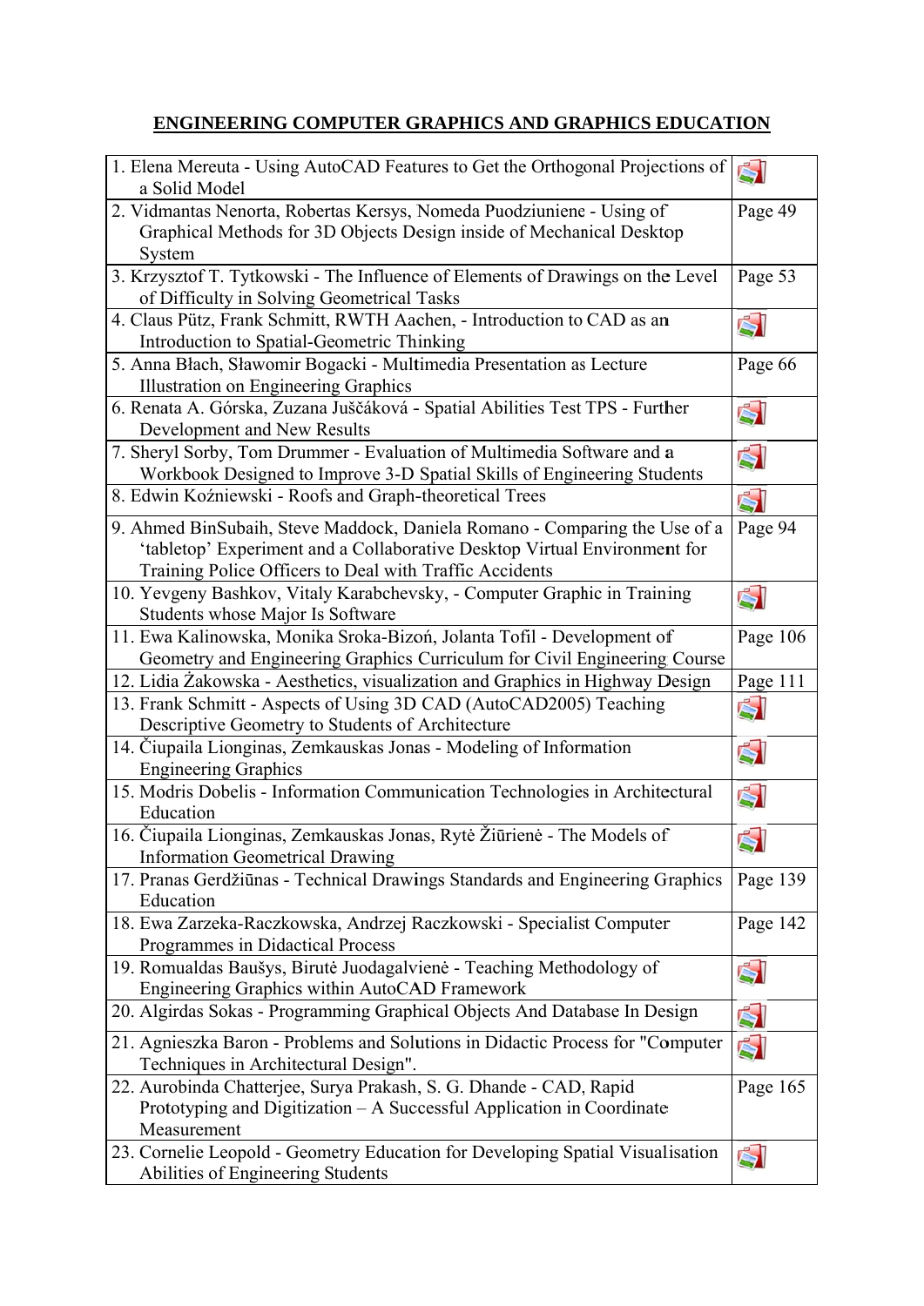## ENGINEERING COMPUTER GRAPHICS AND GRAPHICS EDUCATION

| | |
|---|---|
| 1. Elena Mereuta - Using AutoCAD Features to Get the Orthogonal Projections of a Solid Model | |
| 2. Vidmantas Nenorta, Robertas Kersys, Nomeda Puodziuniene - Using of Graphical Methods for 3D Objects Design inside of Mechanical Desktop System | Page 49 |
| 3. Krzysztof T. Tytkowski - The Influence of Elements of Drawings on the Level of Difficulty in Solving Geometrical Tasks | Page 53 |
| 4. Claus Pütz, Frank Schmitt, RWTH Aachen, - Introduction to CAD as an Introduction to Spatial-Geometric Thinking | |
| 5. Anna Błach, Sławomir Bogacki - Multimedia Presentation as Lecture Illustration on Engineering Graphics | Page 66 |
| 6. Renata A. Górska, Zuzana Juščáková - Spatial Abilities Test TPS - Further Development and New Results | |
| 7. Sheryl Sorby, Tom Drummer - Evaluation of Multimedia Software and a Workbook Designed to Improve 3-D Spatial Skills of Engineering Students | |
| 8. Edwin Koźniewski - Roofs and Graph-theoretical Trees | |
| 9. Ahmed BinSubaih, Steve Maddock, Daniela Romano - Comparing the Use of a 'tabletop' Experiment and a Collaborative Desktop Virtual Environment for Training Police Officers to Deal with Traffic Accidents | Page 94 |
| 10. Yevgeny Bashkov, Vitaly Karabchevsky, - Computer Graphic in Training Students whose Major Is Software | |
| 11. Ewa Kalinowska, Monika Sroka-Bizoń, Jolanta Tofil - Development of Geometry and Engineering Graphics Curriculum for Civil Engineering Course | Page 106 |
| 12. Lidia Żakowska - Aesthetics, visualization and Graphics in Highway Design | Page 111 |
| 13. Frank Schmitt - Aspects of Using 3D CAD (AutoCAD2005) Teaching Descriptive Geometry to Students of Architecture | |
| 14. Čiupaila Longinas, Zemkauskas Jonas - Modeling of Information Engineering Graphics | |
| 15. Modris Dobelis - Information Communication Technologies in Architectural Education | |
| 16. Čiupaila Longinas, Zemkauskas Jonas, Rytė Žiūrienė - The Models of Information Geometrical Drawing | |
| 17. Pranas Gerdžiūnas - Technical Drawings Standards and Engineering Graphics Education | Page 139 |
| 18. Ewa Zarzeka-Raczkowska, Andrzej Raczkowski - Specialist Computer Programmes in Didactical Process | Page 142 |
| 19. Romualdas Baušys, Birutė Juodagalvienė - Teaching Methodology of Engineering Graphics within AutoCAD Framework | |
| 20. Algirdas Sokas - Programming Graphical Objects And Database In Design | |
| 21. Agnieszka Baron - Problems and Solutions in Didactic Process for "Computer Techniques in Architectural Design". | |
| 22. Aurobinda Chatterjee, Surya Prakash, S. G. Dhande - CAD, Rapid Prototyping and Digitization – A Successful Application in Coordinate Measurement | Page 165 |
| 23. Cornelie Leopold - Geometry Education for Developing Spatial Visualisation Abilities of Engineering Students | |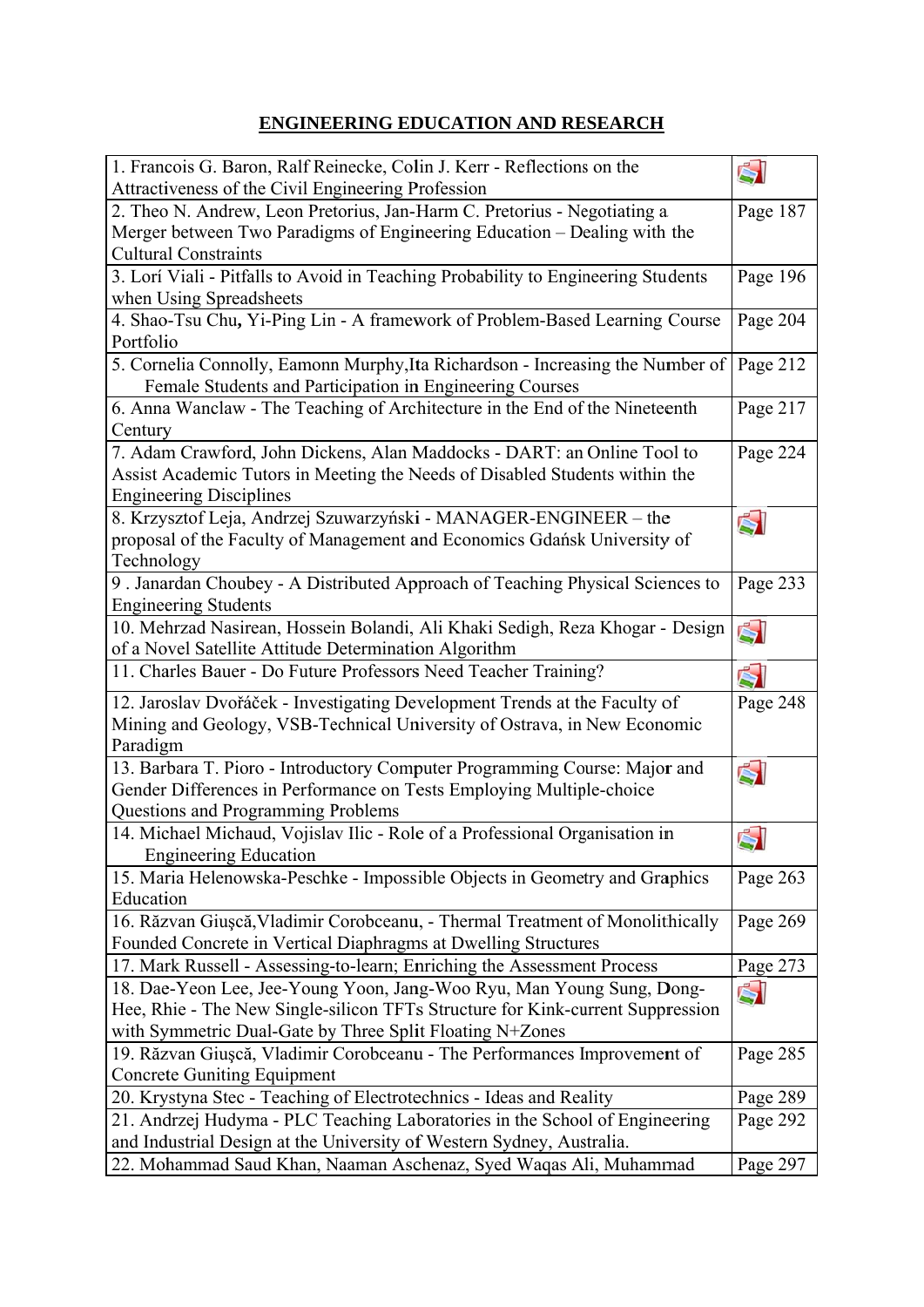# ENGINEERING EDUCATION AND RESEARCH

| | |
|---|---|
| 1. Francois G. Baron, Ralf Reinecke, Colin J. Kerr - Reflections on the Attractiveness of the Civil Engineering Profession | |
| 2. Theo N. Andrew, Leon Pretorius, Jan-Harm C. Pretorius - Negotiating a Merger between Two Paradigms of Engineering Education – Dealing with the Cultural Constraints | Page 187 |
| 3. Lorí Viali - Pitfalls to Avoid in Teaching Probability to Engineering Students when Using Spreadsheets | Page 196 |
| 4. Shao-Tsu Chu, Yi-Ping Lin - A framework of Problem-Based Learning Course Portfolio | Page 204 |
| 5. Cornelia Connolly, Eamonn Murphy, Ita Richardson - Increasing the Number of Female Students and Participation in Engineering Courses | Page 212 |
| 6. Anna Wanclaw - The Teaching of Architecture in the End of the Nineteenth Century | Page 217 |
| 7. Adam Crawford, John Dickens, Alan Maddocks - DART: an Online Tool to Assist Academic Tutors in Meeting the Needs of Disabled Students within the Engineering Disciplines | Page 224 |
| 8. Krzysztof Leja, Andrzej Szuwarzyński - MANAGER-ENGINEER – the proposal of the Faculty of Management and Economics Gdańsk University of Technology | |
| 9 . Janardan Choubey - A Distributed Approach of Teaching Physical Sciences to Engineering Students | Page 233 |
| 10. Mehrzad Nasirean, Hossein Bolandi, Ali Khaki Sedigh, Reza Khogar - Design of a Novel Satellite Attitude Determination Algorithm | |
| 11. Charles Bauer - Do Future Professors Need Teacher Training? | |
| 12. Jaroslav Dvořáček - Investigating Development Trends at the Faculty of Mining and Geology, VSB-Technical University of Ostrava, in New Economic Paradigm | Page 248 |
| 13. Barbara T. Pioro - Introductory Computer Programming Course: Major and Gender Differences in Performance on Tests Employing Multiple-choice Questions and Programming Problems | |
| 14. Michael Michaud, Vojislav Ilic - Role of a Professional Organisation in Engineering Education | |
| 15. Maria Helenowska-Peschke - Impossible Objects in Geometry and Graphics Education | Page 263 |
| 16. Răzvan Giuşcă, Vladimir Corobceanu, - Thermal Treatment of Monolithically Founded Concrete in Vertical Diaphragms at Dwelling Structures | Page 269 |
| 17. Mark Russell - Assessing-to-learn; Enriching the Assessment Process | Page 273 |
| 18. Dae-Yeon Lee, Jee-Young Yoon, Jang-Woo Ryu, Man Young Sung, Dong-Hee, Rhie - The New Single-silicon TFTs Structure for Kink-current Suppression with Symmetric Dual-Gate by Three Split Floating N+Zones | |
| 19. Răzvan Giuşcă, Vladimir Corobceanu - The Performances Improvement of Concrete Guniting Equipment | Page 285 |
| 20. Krystyna Stec - Teaching of Electrotechnics - Ideas and Reality | Page 289 |
| 21. Andrzej Hudyma - PLC Teaching Laboratories in the School of Engineering and Industrial Design at the University of Western Sydney, Australia. | Page 292 |
| 22. Mohammad Saud Khan, Naaman Aschenaz, Syed Waqas Ali, Muhammad | Page 297 |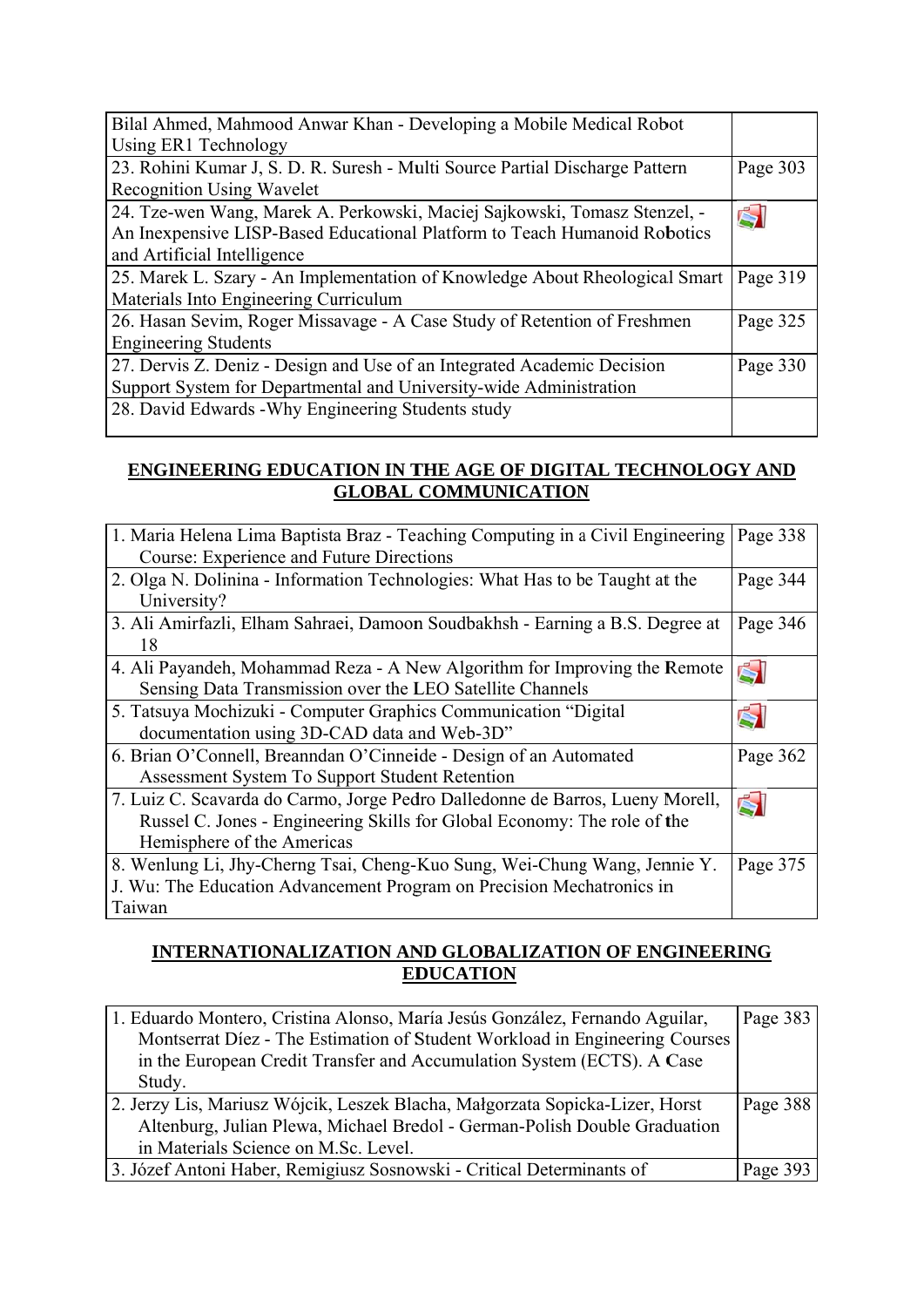| | |
|---|---|
| Bilal Ahmed, Mahmood Anwar Khan - Developing a Mobile Medical Robot Using ER1 Technology | |
| 23. Rohini Kumar J, S. D. R. Suresh - Multi Source Partial Discharge Pattern Recognition Using Wavelet | Page 303 |
| 24. Tze-wen Wang, Marek A. Perkowski, Maciej Sajkowski, Tomasz Stenzel, - An Inexpensive LISP-Based Educational Platform to Teach Humanoid Robotics and Artificial Intelligence | |
| 25. Marek L. Szary - An Implementation of Knowledge About Rheological Smart Materials Into Engineering Curriculum | Page 319 |
| 26. Hasan Sevim, Roger Missavage - A Case Study of Retention of Freshmen Engineering Students | Page 325 |
| 27. Dervis Z. Deniz - Design and Use of an Integrated Academic Decision Support System for Departmental and University-wide Administration | Page 330 |
| 28. David Edwards -Why Engineering Students study | |

## ENGINEERING EDUCATION IN THE AGE OF DIGITAL TECHNOLOGY AND GLOBAL COMMUNICATION

| | |
|---|---|
| 1. Maria Helena Lima Baptista Braz - Teaching Computing in a Civil Engineering Course: Experience and Future Directions | Page 338 |
| 2. Olga N. Dolinina - Information Technologies: What Has to be Taught at the University? | Page 344 |
| 3. Ali Amirfazli, Elham Sahraei, Damoon Soudbakhsh - Earning a B.S. Degree at 18 | Page 346 |
| 4. Ali Payandeh, Mohammad Reza - A New Algorithm for Improving the Remote Sensing Data Transmission over the LEO Satellite Channels | |
| 5. Tatsuya Mochizuki - Computer Graphics Communication "Digital documentation using 3D-CAD data and Web-3D" | |
| 6. Brian O'Connell, Breanndan O'Cinneide - Design of an Automated Assessment System To Support Student Retention | Page 362 |
| 7. Luiz C. Scavarda do Carmo, Jorge Pedro Dalledonne de Barros, Lueny Morell, Russel C. Jones - Engineering Skills for Global Economy: The role of the Hemisphere of the Americas | |
| 8. Wenlung Li, Jhy-Cherng Tsai, Cheng-Kuo Sung, Wei-Chung Wang, Jennie Y. J. Wu: The Education Advancement Program on Precision Mechatronics in Taiwan | Page 375 |

## INTERNATIONALIZATION AND GLOBALIZATION OF ENGINEERING EDUCATION

| | |
|---|---|
| 1. Eduardo Montero, Cristina Alonso, María Jesús González, Fernando Aguilar, Montserrat Díez - The Estimation of Student Workload in Engineering Courses in the European Credit Transfer and Accumulation System (ECTS). A Case Study. | Page 383 |
| 2. Jerzy Lis, Mariusz Wójcik, Leszek Blacha, Małgorzata Sopicka-Lizer, Horst Altenburg, Julian Plewa, Michael Bredol - German-Polish Double Graduation in Materials Science on M.Sc. Level. | Page 388 |
| 3. Józef Antoni Haber, Remigiusz Sosnowski - Critical Determinants of | Page 393 |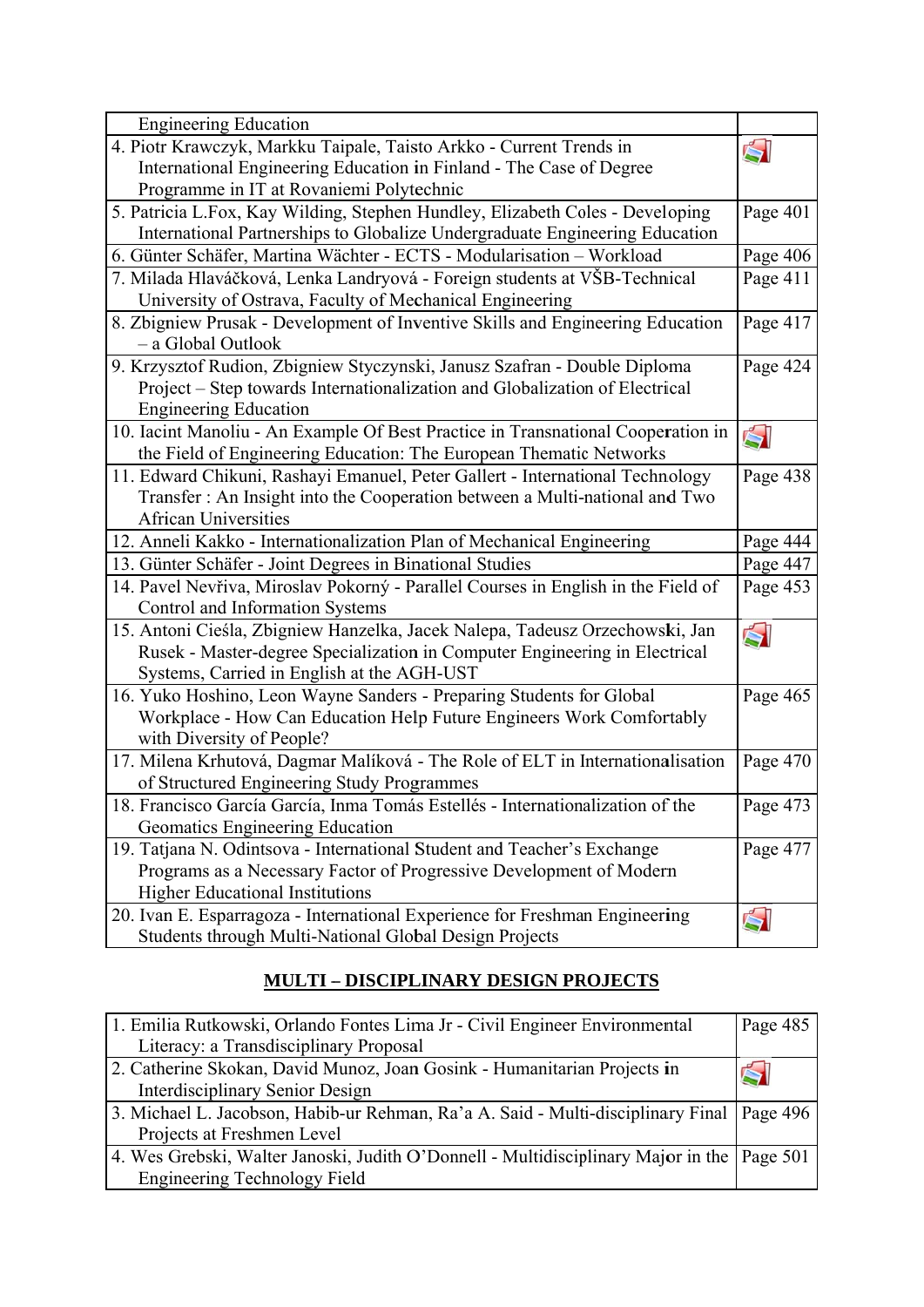| | |
|---|---|
| Engineering Education | |
| 4. Piotr Krawczyk, Markku Taipale, Taisto Arkko - Current Trends in International Engineering Education in Finland - The Case of Degree Programme in IT at Rovaniemi Polytechnic | |
| 5. Patricia L.Fox, Kay Wilding, Stephen Hundley, Elizabeth Coles - Developing International Partnerships to Globalize Undergraduate Engineering Education | Page 401 |
| 6. Günter Schäfer, Martina Wächter - ECTS - Modularisation – Workload | Page 406 |
| 7. Milada Hlaváčková, Lenka Landryová - Foreign students at VŠB-Technical University of Ostrava, Faculty of Mechanical Engineering | Page 411 |
| 8. Zbigniew Prusak - Development of Inventive Skills and Engineering Education – a Global Outlook | Page 417 |
| 9. Krzysztof Rudion, Zbigniew Styczynski, Janusz Szafran - Double Diploma Project – Step towards Internationalization and Globalization of Electrical Engineering Education | Page 424 |
| 10. Iacint Manoliu - An Example Of Best Practice in Transnational Cooperation in the Field of Engineering Education: The European Thematic Networks | |
| 11. Edward Chikuni, Rashayi Emanuel, Peter Gallert - International Technology Transfer : An Insight into the Cooperation between a Multi-national and Two African Universities | Page 438 |
| 12. Anneli Kakko - Internationalization Plan of Mechanical Engineering | Page 444 |
| 13. Günter Schäfer - Joint Degrees in Binational Studies | Page 447 |
| 14. Pavel Nevřiva, Miroslav Pokorný - Parallel Courses in English in the Field of Control and Information Systems | Page 453 |
| 15. Antoni Cieśla, Zbigniew Hanzelka, Jacek Nalepa, Tadeusz Orzechowski, Jan Rusek - Master-degree Specialization in Computer Engineering in Electrical Systems, Carried in English at the AGH-UST | |
| 16. Yuko Hoshino, Leon Wayne Sanders - Preparing Students for Global Workplace - How Can Education Help Future Engineers Work Comfortably with Diversity of People? | Page 465 |
| 17. Milena Krhutová, Dagmar Malíková - The Role of ELT in Internationalisation of Structured Engineering Study Programmes | Page 470 |
| 18. Francisco García García, Inma Tomás Estellés - Internationalization of the Geomatics Engineering Education | Page 473 |
| 19. Tatjana N. Odintsova - International Student and Teacher's Exchange Programs as a Necessary Factor of Progressive Development of Modern Higher Educational Institutions | Page 477 |
| 20. Ivan E. Esparragoza - International Experience for Freshman Engineering Students through Multi-National Global Design Projects | |

## MULTI – DISCIPLINARY DESIGN PROJECTS

| | |
|---|---|
| 1. Emilia Rutkowski, Orlando Fontes Lima Jr - Civil Engineer Environmental Literacy: a Transdisciplinary Proposal | Page 485 |
| 2. Catherine Skokan, David Munoz, Joan Gosink - Humanitarian Projects in Interdisciplinary Senior Design | |
| 3. Michael L. Jacobson, Habib-ur Rehman, Ra'a A. Said - Multi-disciplinary Final Projects at Freshmen Level | Page 496 |
| 4. Wes Grebski, Walter Janoski, Judith O'Donnell - Multidisciplinary Major in the Engineering Technology Field | Page 501 |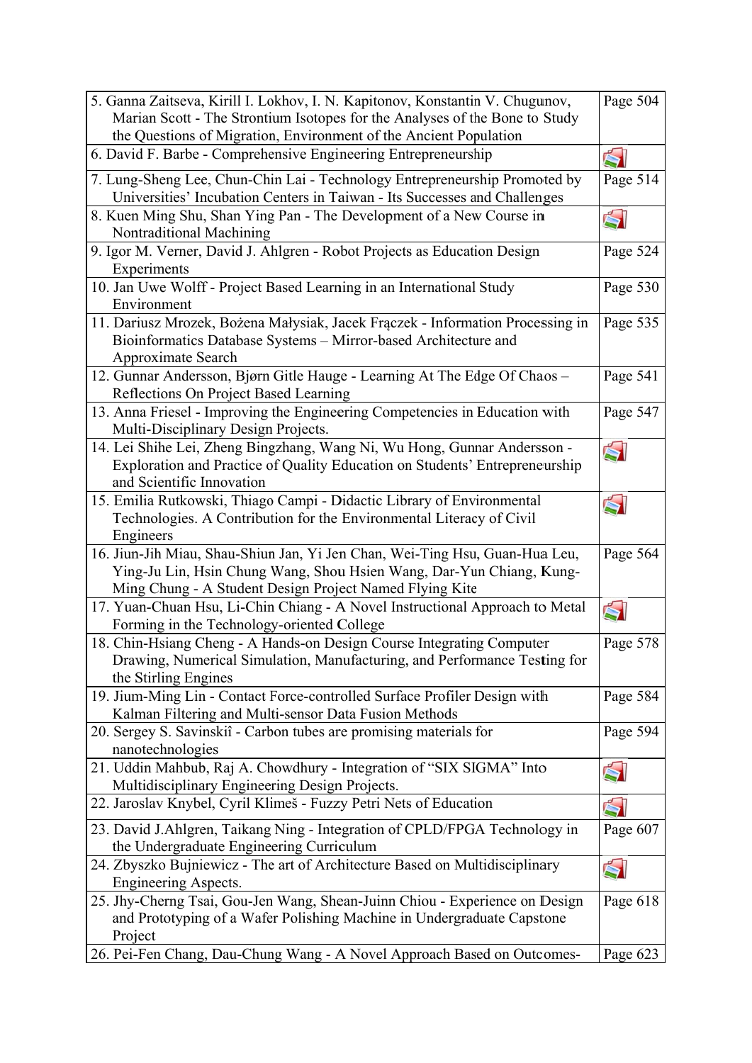| | |
|---|---|
| 5. Ganna Zaitseva, Kirill I. Lokhov, I. N. Kapitonov, Konstantin V. Chugunov, Marian Scott - The Strontium Isotopes for the Analyses of the Bone to Study the Questions of Migration, Environment of the Ancient Population | Page 504 |
| 6. David F. Barbe - Comprehensive Engineering Entrepreneurship | |
| 7. Lung-Sheng Lee, Chun-Chin Lai - Technology Entrepreneurship Promoted by Universities' Incubation Centers in Taiwan - Its Successes and Challenges | Page 514 |
| 8. Kuen Ming Shu, Shan Ying Pan - The Development of a New Course in Nontraditional Machining | |
| 9. Igor M. Verner, David J. Ahlgren - Robot Projects as Education Design Experiments | Page 524 |
| 10. Jan Uwe Wolff - Project Based Learning in an International Study Environment | Page 530 |
| 11. Dariusz Mrozek, Bożena Małysiak, Jacek Frączek - Information Processing in Bioinformatics Database Systems – Mirror-based Architecture and Approximate Search | Page 535 |
| 12. Gunnar Andersson, Bjørn Gitle Hauge - Learning At The Edge Of Chaos – Reflections On Project Based Learning | Page 541 |
| 13. Anna Friesel - Improving the Engineering Competencies in Education with Multi-Disciplinary Design Projects. | Page 547 |
| 14. Lei Shihe Lei, Zheng Bingzhang, Wang Ni, Wu Hong, Gunnar Andersson - Exploration and Practice of Quality Education on Students' Entrepreneurship and Scientific Innovation | |
| 15. Emilia Rutkowski, Thiago Campi - Didactic Library of Environmental Technologies. A Contribution for the Environmental Literacy of Civil Engineers | |
| 16. Jiun-Jih Miau, Shau-Shiun Jan, Yi Jen Chan, Wei-Ting Hsu, Guan-Hua Leu, Ying-Ju Lin, Hsin Chung Wang, Shou Hsien Wang, Dar-Yun Chiang, Kung-Ming Chung - A Student Design Project Named Flying Kite | Page 564 |
| 17. Yuan-Chuan Hsu, Li-Chin Chiang - A Novel Instructional Approach to Metal Forming in the Technology-oriented College | |
| 18. Chin-Hsiang Cheng - A Hands-on Design Course Integrating Computer Drawing, Numerical Simulation, Manufacturing, and Performance Testing for the Stirling Engines | Page 578 |
| 19. Jium-Ming Lin - Contact Force-controlled Surface Profiler Design with Kalman Filtering and Multi-sensor Data Fusion Methods | Page 584 |
| 20. Sergey S. Savinskiî - Carbon tubes are promising materials for nanotechnologies | Page 594 |
| 21. Uddin Mahbub, Raj A. Chowdhury - Integration of "SIX SIGMA" Into Multidisciplinary Engineering Design Projects. | |
| 22. Jaroslav Knybel, Cyril Klimeš - Fuzzy Petri Nets of Education | |
| 23. David J.Ahlgren, Taikang Ning - Integration of CPLD/FPGA Technology in the Undergraduate Engineering Curriculum | Page 607 |
| 24. Zbyszko Bujniewicz - The art of Architecture Based on Multidisciplinary Engineering Aspects. | |
| 25. Jhy-Cherng Tsai, Gou-Jen Wang, Shean-Juinn Chiou - Experience on Design and Prototyping of a Wafer Polishing Machine in Undergraduate Capstone Project | Page 618 |
| 26. Pei-Fen Chang, Dau-Chung Wang - A Novel Approach Based on Outcomes- | Page 623 |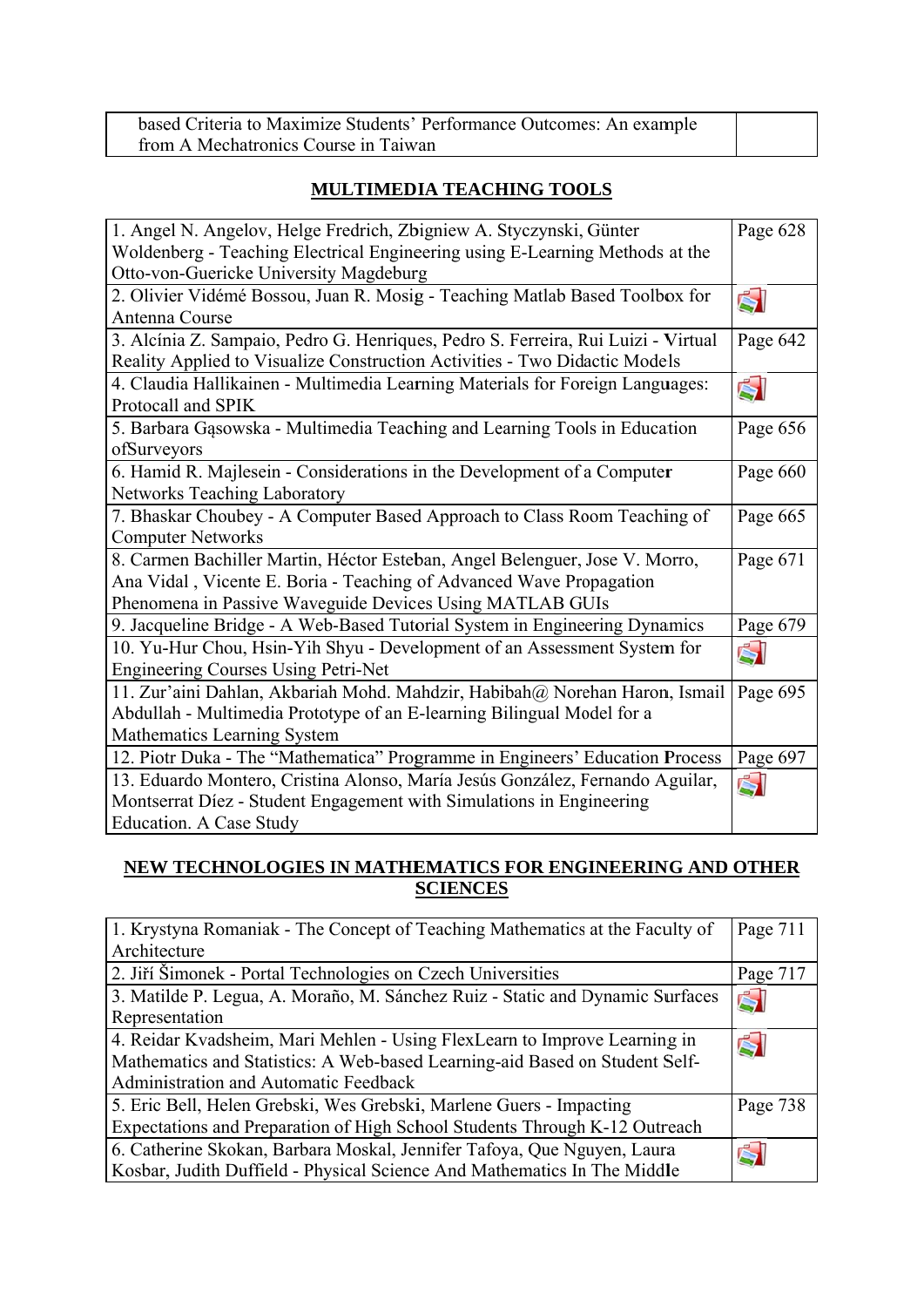| based Criteria to Maximize Students' Performance Outcomes: An example from A Mechatronics Course in Taiwan | |
|---|---|

## MULTIMEDIA TEACHING TOOLS

| | |
|---|---|
| 1. Angel N. Angelov, Helge Fredrich, Zbigniew A. Styczynski, Günter Woldenberg - Teaching Electrical Engineering using E-Learning Methods at the Otto-von-Guericke University Magdeburg | Page 628 |
| 2. Olivier Vidémé Bossou, Juan R. Mosig - Teaching Matlab Based Toolbox for Antenna Course | |
| 3. Alcínia Z. Sampaio, Pedro G. Henriques, Pedro S. Ferreira, Rui Luizi - Virtual Reality Applied to Visualize Construction Activities - Two Didactic Models | Page 642 |
| 4. Claudia Hallikainen - Multimedia Learning Materials for Foreign Languages: Protocall and SPIK | |
| 5. Barbara Gąsowska - Multimedia Teaching and Learning Tools in Education ofSurveyors | Page 656 |
| 6. Hamid R. Majlesein - Considerations in the Development of a Computer Networks Teaching Laboratory | Page 660 |
| 7. Bhaskar Choubey - A Computer Based Approach to Class Room Teaching of Computer Networks | Page 665 |
| 8. Carmen Bachiller Martin, Héctor Esteban, Angel Belenguer, Jose V. Morro, Ana Vidal , Vicente E. Boria - Teaching of Advanced Wave Propagation Phenomena in Passive Waveguide Devices Using MATLAB GUIs | Page 671 |
| 9. Jacqueline Bridge - A Web-Based Tutorial System in Engineering Dynamics | Page 679 |
| 10. Yu-Hur Chou, Hsin-Yih Shyu - Development of an Assessment System for Engineering Courses Using Petri-Net | |
| 11. Zur'aini Dahlan, Akbariah Mohd. Mahdzir, Habibah@ Norehan Haron, Ismail Abdullah - Multimedia Prototype of an E-learning Bilingual Model for a Mathematics Learning System | Page 695 |
| 12. Piotr Duka - The "Mathematica" Programme in Engineers' Education Process | Page 697 |
| 13. Eduardo Montero, Cristina Alonso, María Jesús González, Fernando Aguilar, Montserrat Díez - Student Engagement with Simulations in Engineering Education. A Case Study | |

## NEW TECHNOLOGIES IN MATHEMATICS FOR ENGINEERING AND OTHER SCIENCES

| | |
|---|---|
| 1. Krystyna Romaniak - The Concept of Teaching Mathematics at the Faculty of Architecture | Page 711 |
| 2. Jiří Šimonek - Portal Technologies on Czech Universities | Page 717 |
| 3. Matilde P. Legua, A. Moraño, M. Sánchez Ruiz - Static and Dynamic Surfaces Representation | |
| 4. Reidar Kvadsheim, Mari Mehlen - Using FlexLearn to Improve Learning in Mathematics and Statistics: A Web-based Learning-aid Based on Student Self-Administration and Automatic Feedback | |
| 5. Eric Bell, Helen Grebski, Wes Grebski, Marlene Guers - Impacting Expectations and Preparation of High School Students Through K-12 Outreach | Page 738 |
| 6. Catherine Skokan, Barbara Moskal, Jennifer Tafoya, Que Nguyen, Laura Kosbar, Judith Duffield - Physical Science And Mathematics In The Middle | |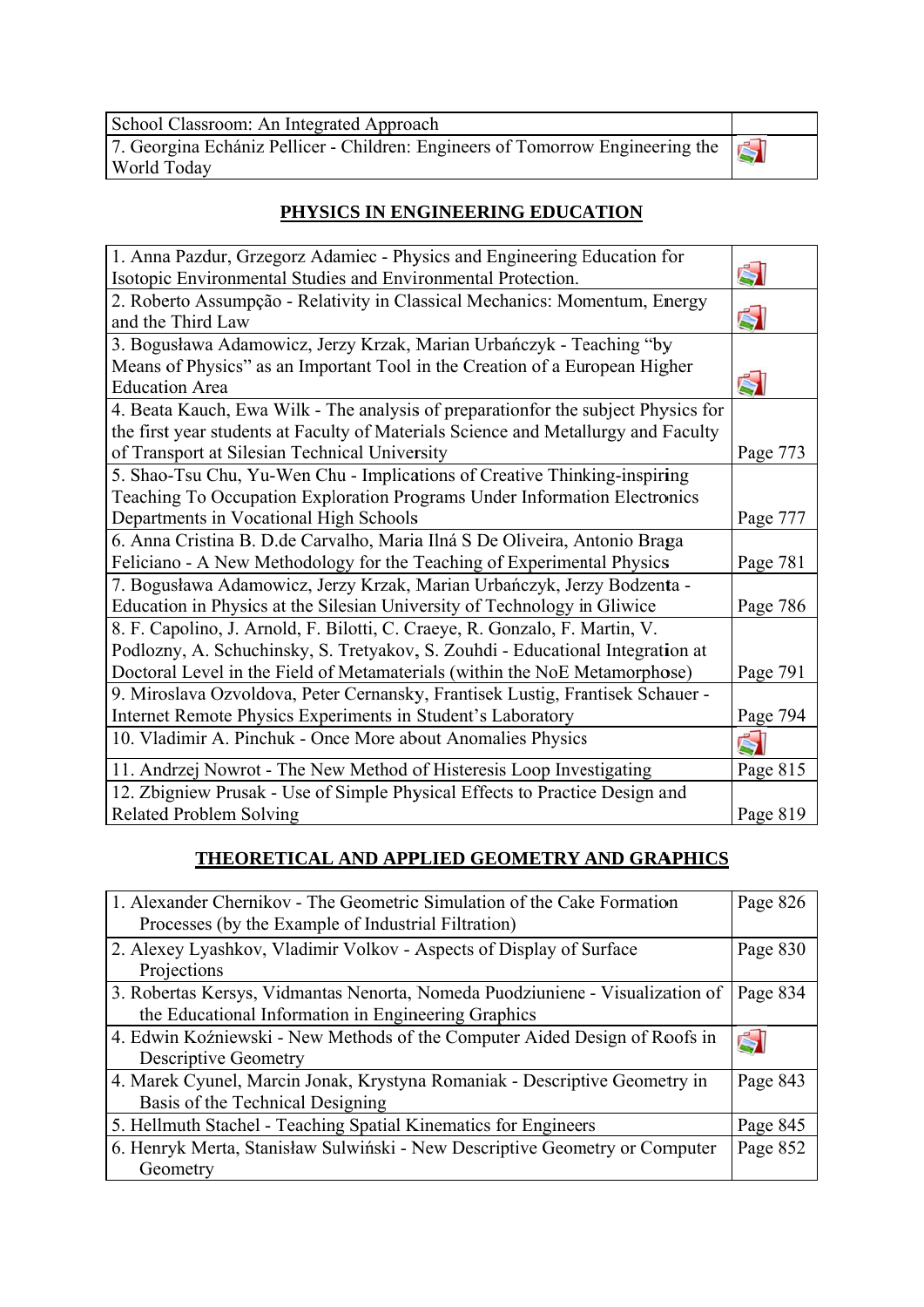| School Classroom: An Integrated Approach | |
|---|---|
| 7. Georgina Echániz Pellicer - Children: Engineers of Tomorrow Engineering the World Today | |

## PHYSICS IN ENGINEERING EDUCATION

| | |
|---|---|
| 1. Anna Pazdur, Grzegorz Adamiec - Physics and Engineering Education for Isotopic Environmental Studies and Environmental Protection. | |
| 2. Roberto Assumpção - Relativity in Classical Mechanics: Momentum, Energy and the Third Law | |
| 3. Bogusława Adamowicz, Jerzy Krzak, Marian Urbańczyk - Teaching "by Means of Physics" as an Important Tool in the Creation of a European Higher Education Area | |
| 4. Beata Kauch, Ewa Wilk - The analysis of preparationfor the subject Physics for the first year students at Faculty of Materials Science and Metallurgy and Faculty of Transport at Silesian Technical University | Page 773 |
| 5. Shao-Tsu Chu, Yu-Wen Chu - Implications of Creative Thinking-inspiring Teaching To Occupation Exploration Programs Under Information Electronics Departments in Vocational High Schools | Page 777 |
| 6. Anna Cristina B. D.de Carvalho, Maria Ilná S De Oliveira, Antonio Braga Feliciano - A New Methodology for the Teaching of Experimental Physics | Page 781 |
| 7. Bogusława Adamowicz, Jerzy Krzak, Marian Urbańczyk, Jerzy Bodzenta - Education in Physics at the Silesian University of Technology in Gliwice | Page 786 |
| 8. F. Capolino, J. Arnold, F. Bilotti, C. Craeye, R. Gonzalo, F. Martin, V. Podlozny, A. Schuchinsky, S. Tretyakov, S. Zouhdi - Educational Integration at Doctoral Level in the Field of Metamaterials (within the NoE Metamorphose) | Page 791 |
| 9. Miroslava Ozvoldova, Peter Cernansky, Frantisek Lustig, Frantisek Schauer - Internet Remote Physics Experiments in Student's Laboratory | Page 794 |
| 10. Vladimir A. Pinchuk - Once More about Anomalies Physics | |
| 11. Andrzej Nowrot - The New Method of Histeresis Loop Investigating | Page 815 |
| 12. Zbigniew Prusak - Use of Simple Physical Effects to Practice Design and Related Problem Solving | Page 819 |

## THEORETICAL AND APPLIED GEOMETRY AND GRAPHICS

| | |
|---|---|
| 1. Alexander Chernikov - The Geometric Simulation of the Cake Formation Processes (by the Example of Industrial Filtration) | Page 826 |
| 2. Alexey Lyashkov, Vladimir Volkov - Aspects of Display of Surface Projections | Page 830 |
| 3. Robertas Kersys, Vidmantas Nenorta, Nomeda Puodziuniene - Visualization of the Educational Information in Engineering Graphics | Page 834 |
| 4. Edwin Koźniewski - New Methods of the Computer Aided Design of Roofs in Descriptive Geometry | |
| 4. Marek Cyunel, Marcin Jonak, Krystyna Romaniak - Descriptive Geometry in Basis of the Technical Designing | Page 843 |
| 5. Hellmuth Stachel - Teaching Spatial Kinematics for Engineers | Page 845 |
| 6. Henryk Merta, Stanisław Sulwiński - New Descriptive Geometry or Computer Geometry | Page 852 |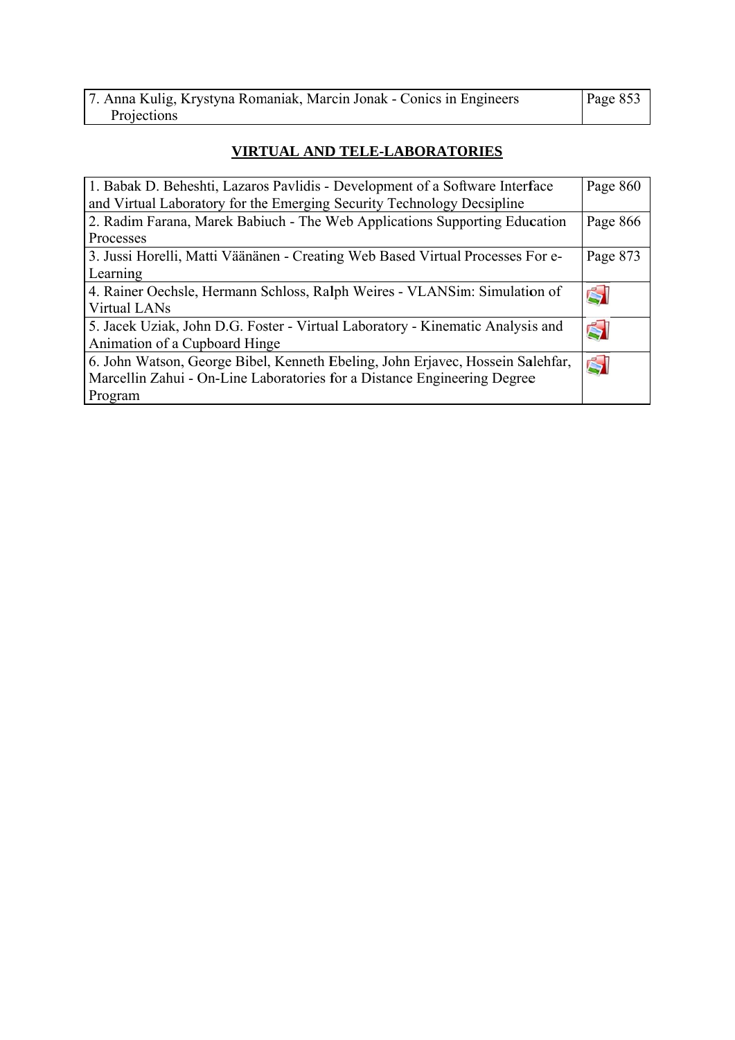| | |
|---|---|
| 7. Anna Kulig, Krystyna Romaniak, Marcin Jonak - Conics in Engineers Projections | Page 853 |

## VIRTUAL AND TELE-LABORATORIES

| | |
|---|---|
| 1. Babak D. Beheshti, Lazaros Pavlidis - Development of a Software Interface and Virtual Laboratory for the Emerging Security Technology Decsipline | Page 860 |
| 2. Radim Farana, Marek Babiuch - The Web Applications Supporting Education Processes | Page 866 |
| 3. Jussi Horelli, Matti Väänänen - Creating Web Based Virtual Processes For e-Learning | Page 873 |
| 4. Rainer Oechsle, Hermann Schloss, Ralph Weires - VLANSim: Simulation of Virtual LANs | |
| 5. Jacek Uziak, John D.G. Foster - Virtual Laboratory - Kinematic Analysis and Animation of a Cupboard Hinge | |
| 6. John Watson, George Bibel, Kenneth Ebeling, John Erjavec, Hossein Salehfar, Marcellin Zahui - On-Line Laboratories for a Distance Engineering Degree Program | |